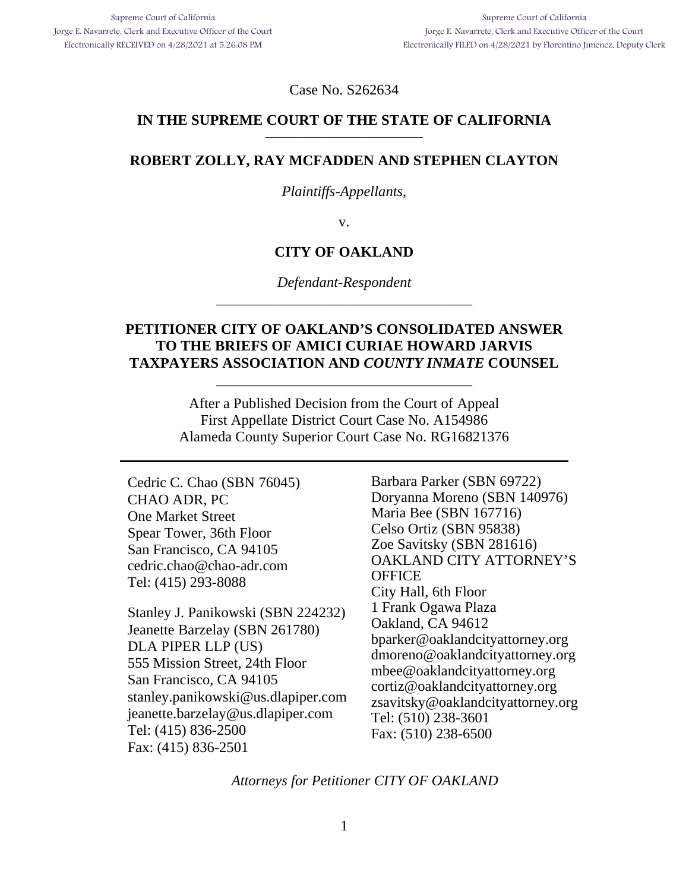Supreme Court of California
Jorge E. Navarrete, Clerk and Executive Officer of the Court
Electronically RECEIVED on 4/28/2021 at 5:26:08 PM

Supreme Court of California
Jorge E. Navarrete, Clerk and Executive Officer of the Court
Electronically FILED on 4/28/2021 by Florentino Jimenez, Deputy Clerk

Case No. S262634

**IN THE SUPREME COURT OF THE STATE OF CALIFORNIA**

---

**ROBERT ZOLLY, RAY MCFADDEN AND STEPHEN CLAYTON**

*Plaintiffs-Appellants*,

v.

**CITY OF OAKLAND**

*Defendant-Respondent*

---

**PETITIONER CITY OF OAKLAND'S CONSOLIDATED ANSWER TO THE BRIEFS OF AMICI CURIAE HOWARD JARVIS TAXPAYERS ASSOCIATION AND *COUNTY INMATE* COUNSEL**

---

After a Published Decision from the Court of Appeal
First Appellate District Court Case No. A154986
Alameda County Superior Court Case No. RG16821376

---

Cedric C. Chao (SBN 76045)
CHAO ADR, PC
One Market Street
Spear Tower, 36th Floor
San Francisco, CA 94105
cedric.chao@chao-adr.com
Tel: (415) 293-8088

Stanley J. Panikowski (SBN 224232)
Jeanette Barzelay (SBN 261780)
DLA PIPER LLP (US)
555 Mission Street, 24th Floor
San Francisco, CA 94105
stanley.panikowski@us.dlapiper.com
jeanette.barzelay@us.dlapiper.com
Tel: (415) 836-2500
Fax: (415) 836-2501

Barbara Parker (SBN 69722)
Doryanna Moreno (SBN 140976)
Maria Bee (SBN 167716)
Celso Ortiz (SBN 95838)
Zoe Savitsky (SBN 281616)
OAKLAND CITY ATTORNEY'S OFFICE
City Hall, 6th Floor
1 Frank Ogawa Plaza
Oakland, CA 94612
bparker@oaklandcityattorney.org
dmoreno@oaklandcityattorney.org
mbee@oaklandcityattorney.org
cortiz@oaklandcityattorney.org
zsavitsky@oaklandcityattorney.org
Tel: (510) 238-3601
Fax: (510) 238-6500

*Attorneys for Petitioner CITY OF OAKLAND*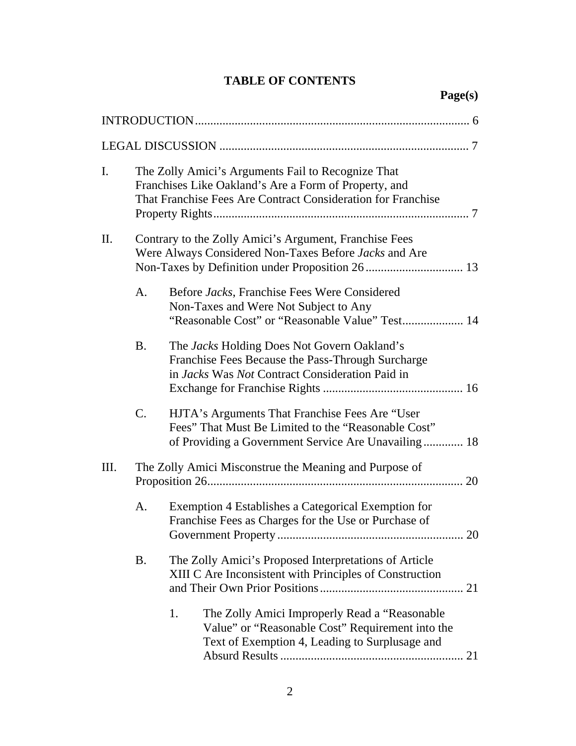# TABLE OF CONTENTS

**Page(s)**

INTRODUCTION ........................................................................................ 6

LEGAL DISCUSSION ................................................................................ 7

I. The Zolly Amici's Arguments Fail to Recognize That Franchises Like Oakland's Are a Form of Property, and That Franchise Fees Are Contract Consideration for Franchise Property Rights ................................................................................... 7

II. Contrary to the Zolly Amici's Argument, Franchise Fees Were Always Considered Non-Taxes Before *Jacks* and Are Non-Taxes by Definition under Proposition 26 ................................ 13

   A. Before *Jacks*, Franchise Fees Were Considered Non-Taxes and Were Not Subject to Any "Reasonable Cost" or "Reasonable Value" Test.................... 14

   B. The *Jacks* Holding Does Not Govern Oakland's Franchise Fees Because the Pass-Through Surcharge in *Jacks* Was *Not* Contract Consideration Paid in Exchange for Franchise Rights ............................................. 16

   C. HJTA's Arguments That Franchise Fees Are "User Fees" That Must Be Limited to the "Reasonable Cost" of Providing a Government Service Are Unavailing ............. 18

III. The Zolly Amici Misconstrue the Meaning and Purpose of Proposition 26 ................................................................................... 20

   A. Exemption 4 Establishes a Categorical Exemption for Franchise Fees as Charges for the Use or Purchase of Government Property ............................................................ 20

   B. The Zolly Amici's Proposed Interpretations of Article XIII C Are Inconsistent with Principles of Construction and Their Own Prior Positions ............................................... 21

      1. The Zolly Amici Improperly Read a "Reasonable Value" or "Reasonable Cost" Requirement into the Text of Exemption 4, Leading to Surplusage and Absurd Results ............................................................ 21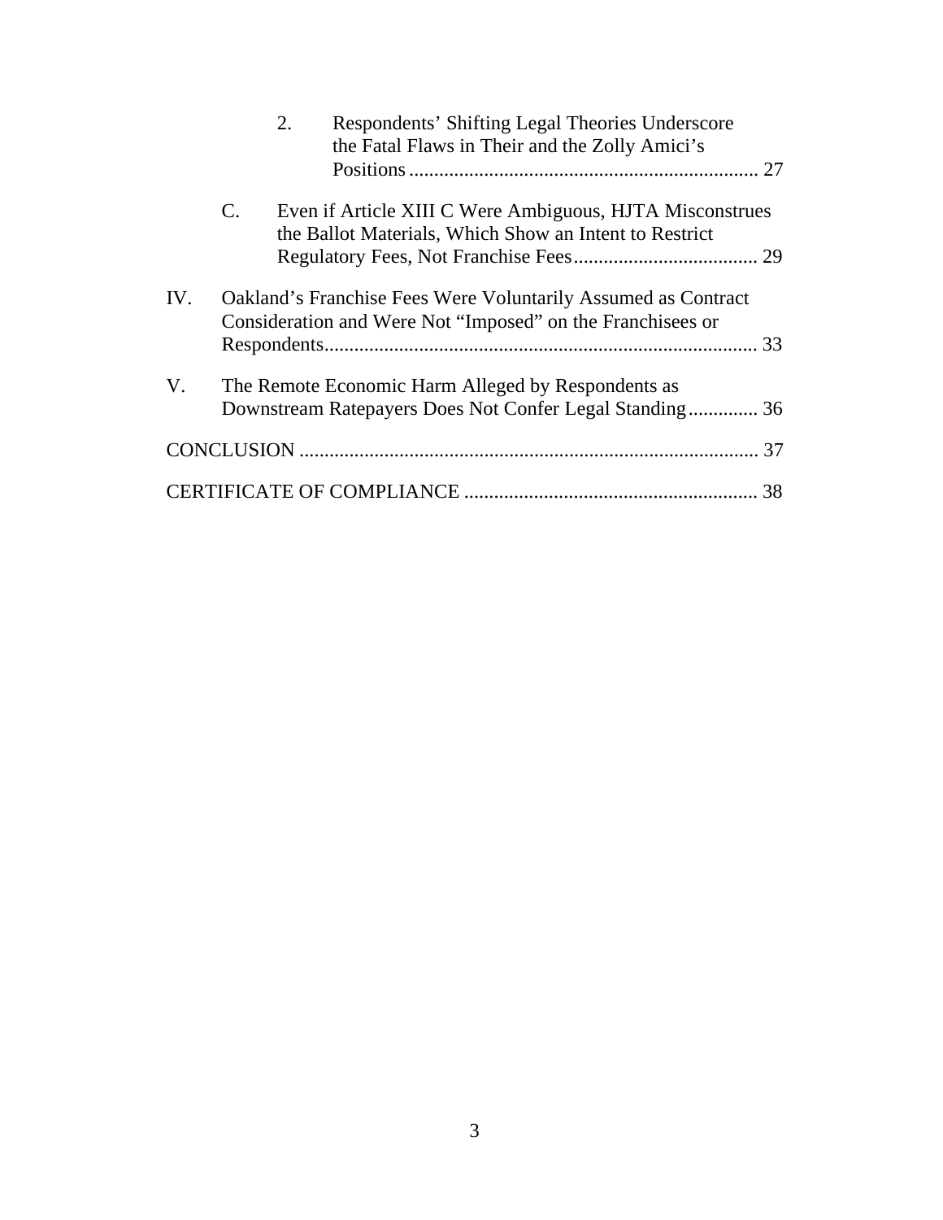2. Respondents' Shifting Legal Theories Underscore the Fatal Flaws in Their and the Zolly Amici's Positions ...................................................................... 27

C. Even if Article XIII C Were Ambiguous, HJTA Misconstrues the Ballot Materials, Which Show an Intent to Restrict Regulatory Fees, Not Franchise Fees..................................... 29

IV. Oakland's Franchise Fees Were Voluntarily Assumed as Contract Consideration and Were Not "Imposed" on the Franchisees or Respondents....................................................................................... 33

V. The Remote Economic Harm Alleged by Respondents as Downstream Ratepayers Does Not Confer Legal Standing.............. 36

CONCLUSION ............................................................................................ 37

CERTIFICATE OF COMPLIANCE ........................................................... 38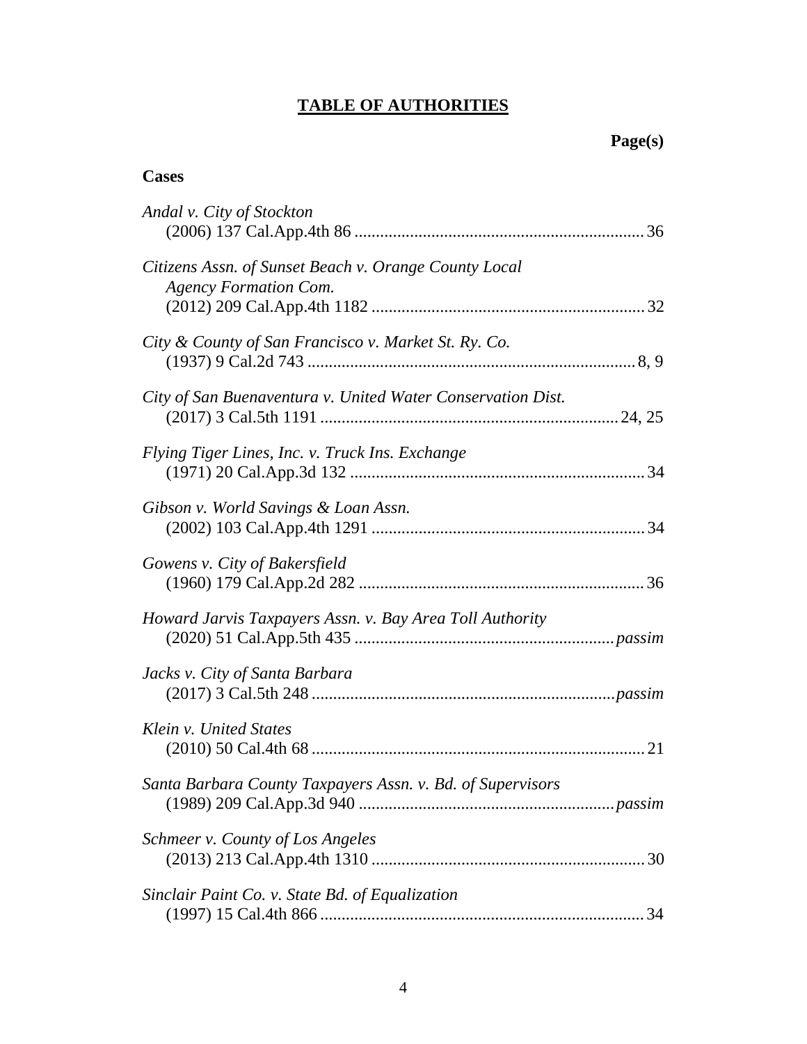# TABLE OF AUTHORITIES

**Page(s)**

**Cases**

*Andal v. City of Stockton*
(2006) 137 Cal.App.4th 86 .................................................................... 36

*Citizens Assn. of Sunset Beach v. Orange County Local Agency Formation Com.*
(2012) 209 Cal.App.4th 1182 ................................................................ 32

*City & County of San Francisco v. Market St. Ry. Co.*
(1937) 9 Cal.2d 743 ............................................................................. 8, 9

*City of San Buenaventura v. United Water Conservation Dist.*
(2017) 3 Cal.5th 1191 ...................................................................... 24, 25

*Flying Tiger Lines, Inc. v. Truck Ins. Exchange*
(1971) 20 Cal.App.3d 132 ..................................................................... 34

*Gibson v. World Savings & Loan Assn.*
(2002) 103 Cal.App.4th 1291 ................................................................ 34

*Gowens v. City of Bakersfield*
(1960) 179 Cal.App.2d 282 ................................................................... 36

*Howard Jarvis Taxpayers Assn. v. Bay Area Toll Authority*
(2020) 51 Cal.App.5th 435 ............................................................. *passim*

*Jacks v. City of Santa Barbara*
(2017) 3 Cal.5th 248 ....................................................................... *passim*

*Klein v. United States*
(2010) 50 Cal.4th 68 .............................................................................. 21

*Santa Barbara County Taxpayers Assn. v. Bd. of Supervisors*
(1989) 209 Cal.App.3d 940 ............................................................ *passim*

*Schmeer v. County of Los Angeles*
(2013) 213 Cal.App.4th 1310 ................................................................ 30

*Sinclair Paint Co. v. State Bd. of Equalization*
(1997) 15 Cal.4th 866 ............................................................................ 34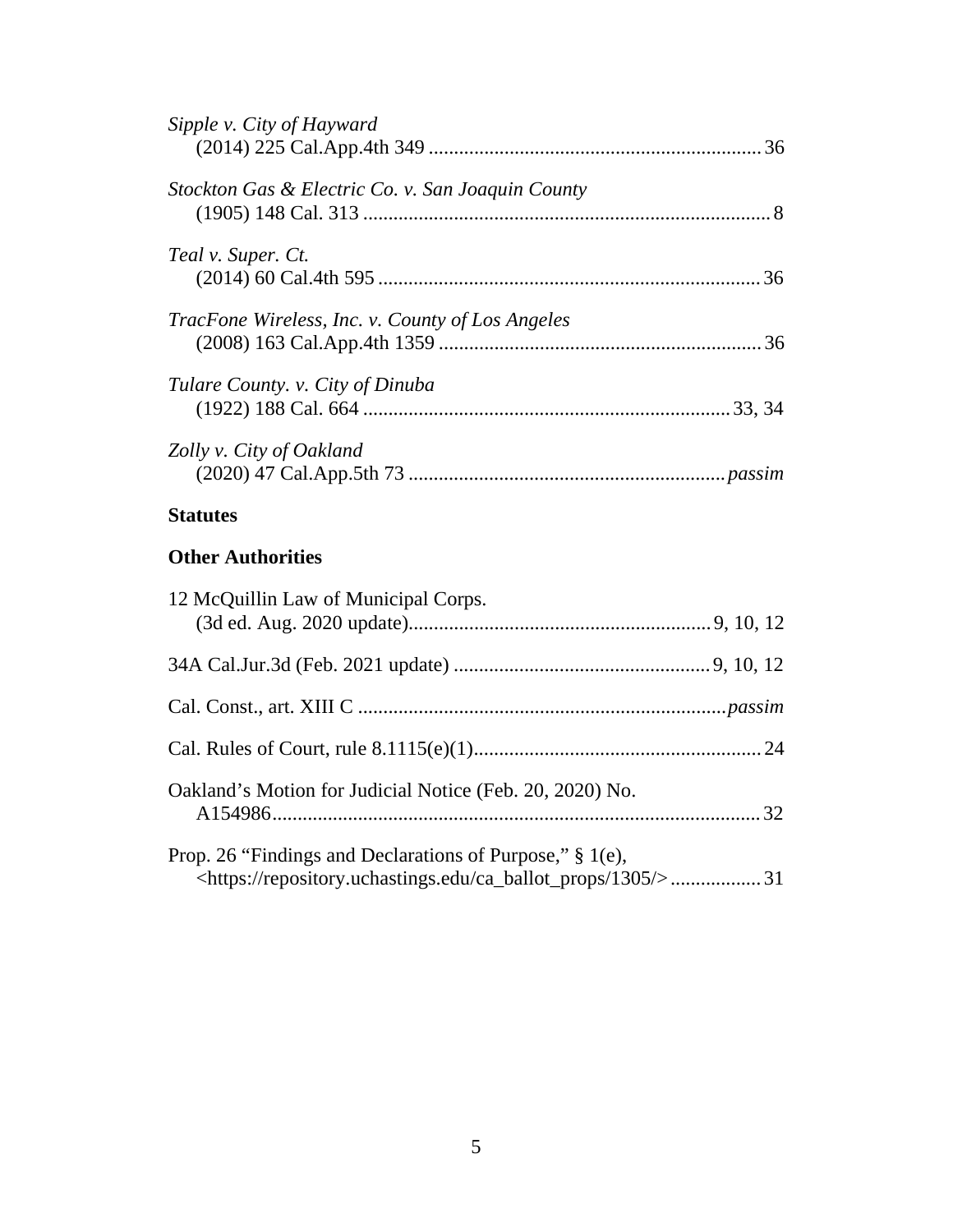*Sipple v. City of Hayward*
(2014) 225 Cal.App.4th 349 ................................................................. 36

*Stockton Gas & Electric Co. v. San Joaquin County*
(1905) 148 Cal. 313 ................................................................................. 8

*Teal v. Super. Ct.*
(2014) 60 Cal.4th 595 ........................................................................... 36

*TracFone Wireless, Inc. v. County of Los Angeles*
(2008) 163 Cal.App.4th 1359 ............................................................... 36

*Tulare County. v. City of Dinuba*
(1922) 188 Cal. 664 ......................................................................... 33, 34

*Zolly v. City of Oakland*
(2020) 47 Cal.App.5th 73 .............................................................. *passim*

**Statutes**

**Other Authorities**

12 McQuillin Law of Municipal Corps.
(3d ed. Aug. 2020 update)........................................................... 9, 10, 12

34A Cal.Jur.3d (Feb. 2021 update) .................................................. 9, 10, 12

Cal. Const., art. XIII C ........................................................................ *passim*

Cal. Rules of Court, rule 8.1115(e)(1)........................................................ 24

Oakland's Motion for Judicial Notice (Feb. 20, 2020) No.
A154986................................................................................................ 32

Prop. 26 "Findings and Declarations of Purpose," § 1(e),
<https://repository.uchastings.edu/ca_ballot_props/1305/> ................. 31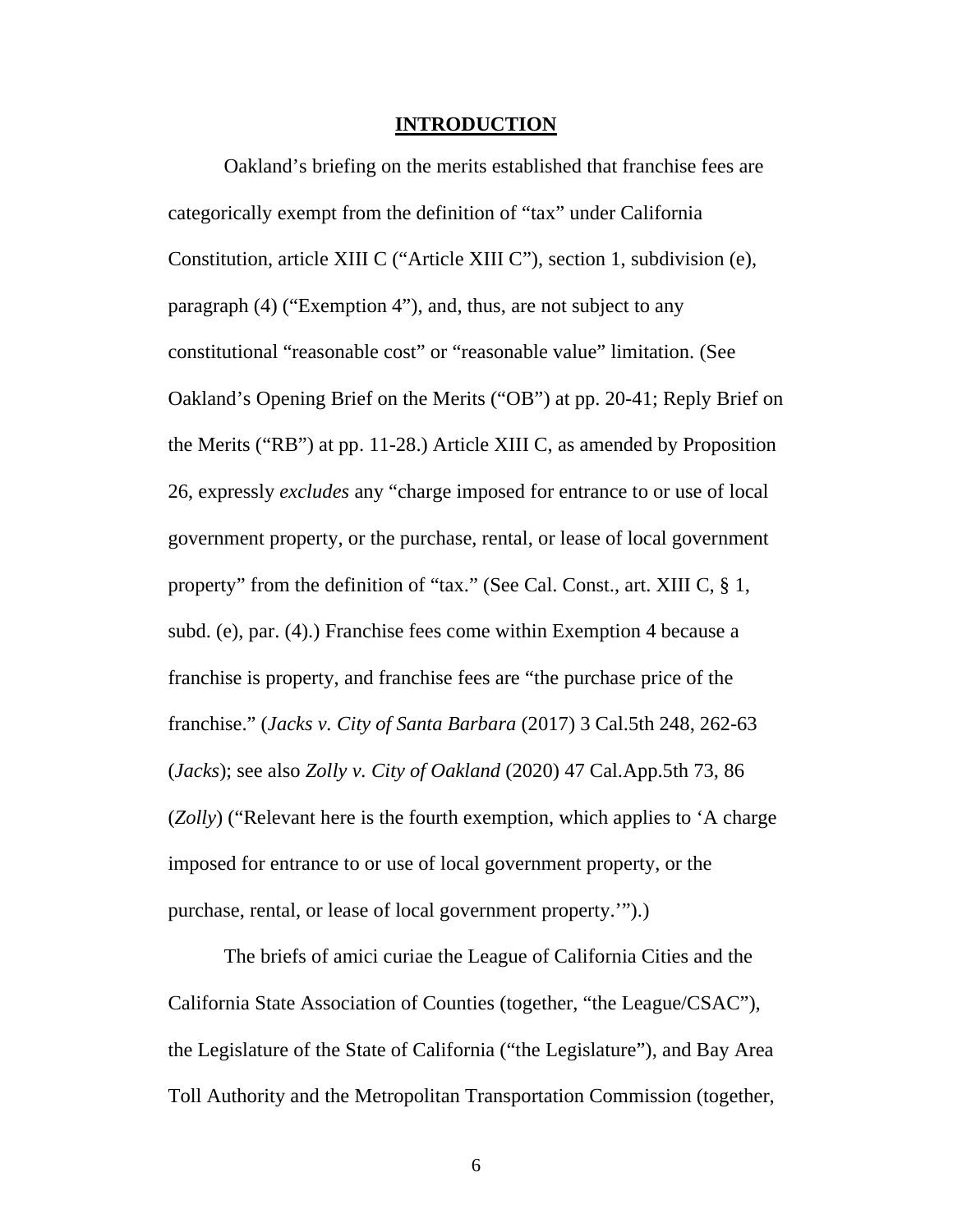## INTRODUCTION

Oakland's briefing on the merits established that franchise fees are categorically exempt from the definition of "tax" under California Constitution, article XIII C ("Article XIII C"), section 1, subdivision (e), paragraph (4) ("Exemption 4"), and, thus, are not subject to any constitutional "reasonable cost" or "reasonable value" limitation. (See Oakland's Opening Brief on the Merits ("OB") at pp. 20-41; Reply Brief on the Merits ("RB") at pp. 11-28.) Article XIII C, as amended by Proposition 26, expressly *excludes* any "charge imposed for entrance to or use of local government property, or the purchase, rental, or lease of local government property" from the definition of "tax." (See Cal. Const., art. XIII C, § 1, subd. (e), par. (4).) Franchise fees come within Exemption 4 because a franchise is property, and franchise fees are "the purchase price of the franchise." (*Jacks v. City of Santa Barbara* (2017) 3 Cal.5th 248, 262-63 (*Jacks*); see also *Zolly v. City of Oakland* (2020) 47 Cal.App.5th 73, 86 (*Zolly*) ("Relevant here is the fourth exemption, which applies to 'A charge imposed for entrance to or use of local government property, or the purchase, rental, or lease of local government property.'").)

The briefs of amici curiae the League of California Cities and the California State Association of Counties (together, "the League/CSAC"), the Legislature of the State of California ("the Legislature"), and Bay Area Toll Authority and the Metropolitan Transportation Commission (together,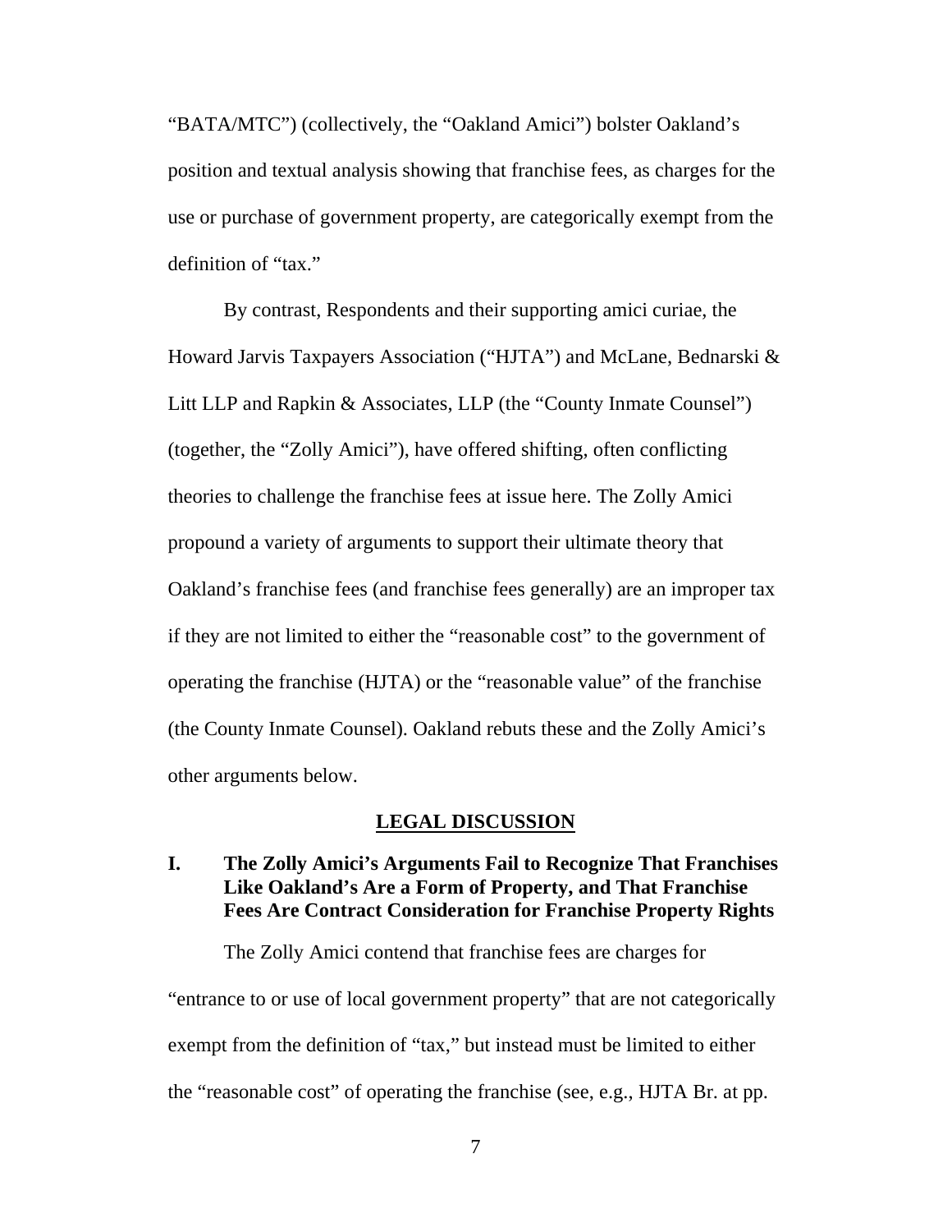"BATA/MTC") (collectively, the "Oakland Amici") bolster Oakland's position and textual analysis showing that franchise fees, as charges for the use or purchase of government property, are categorically exempt from the definition of "tax."

By contrast, Respondents and their supporting amici curiae, the Howard Jarvis Taxpayers Association ("HJTA") and McLane, Bednarski & Litt LLP and Rapkin & Associates, LLP (the "County Inmate Counsel") (together, the "Zolly Amici"), have offered shifting, often conflicting theories to challenge the franchise fees at issue here. The Zolly Amici propound a variety of arguments to support their ultimate theory that Oakland's franchise fees (and franchise fees generally) are an improper tax if they are not limited to either the "reasonable cost" to the government of operating the franchise (HJTA) or the "reasonable value" of the franchise (the County Inmate Counsel). Oakland rebuts these and the Zolly Amici's other arguments below.

## LEGAL DISCUSSION

### I. The Zolly Amici's Arguments Fail to Recognize That Franchises Like Oakland's Are a Form of Property, and That Franchise Fees Are Contract Consideration for Franchise Property Rights

The Zolly Amici contend that franchise fees are charges for "entrance to or use of local government property" that are not categorically exempt from the definition of "tax," but instead must be limited to either the "reasonable cost" of operating the franchise (see, e.g., HJTA Br. at pp.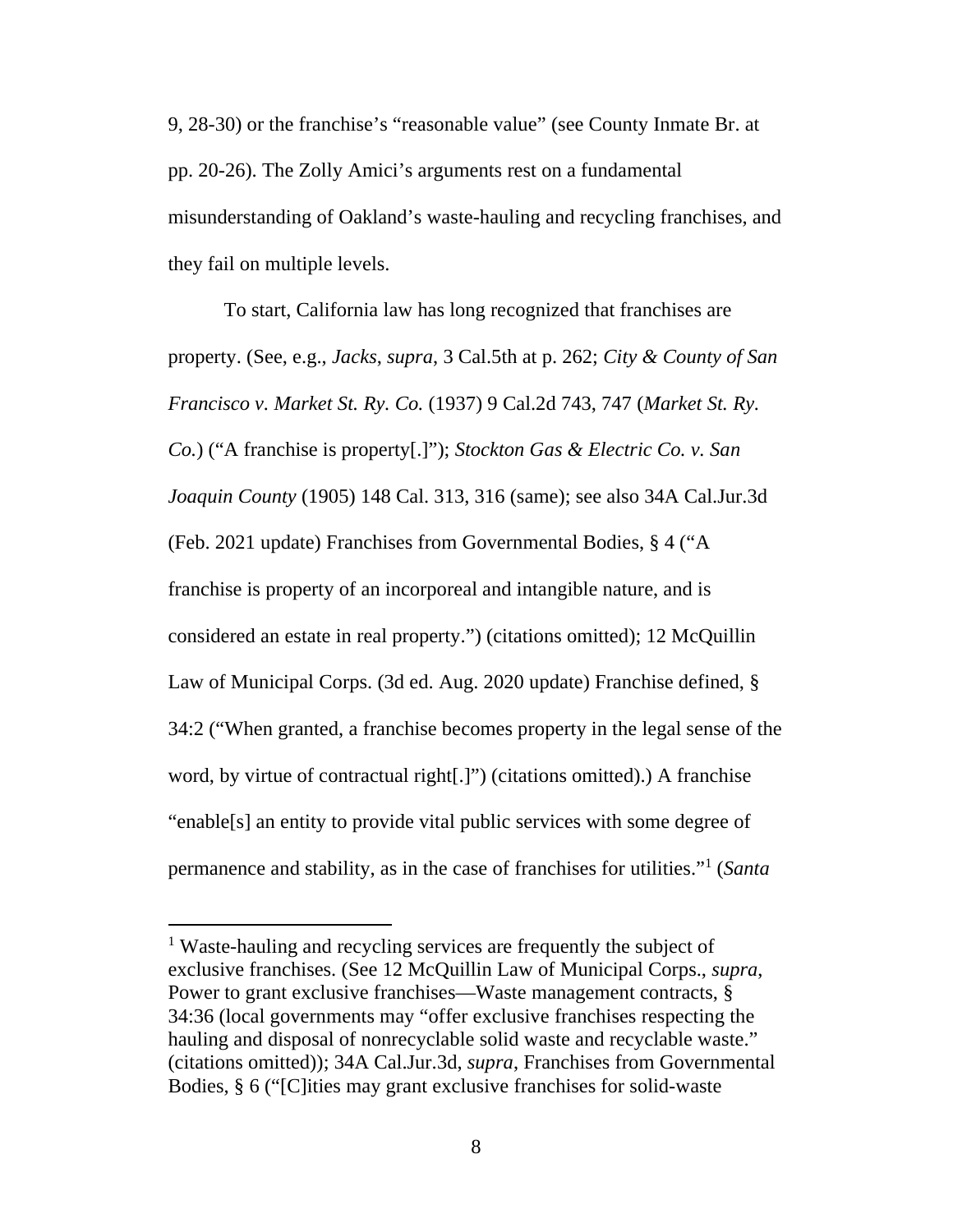9, 28-30) or the franchise's "reasonable value" (see County Inmate Br. at pp. 20-26). The Zolly Amici's arguments rest on a fundamental misunderstanding of Oakland's waste-hauling and recycling franchises, and they fail on multiple levels.

To start, California law has long recognized that franchises are property. (See, e.g., *Jacks*, *supra*, 3 Cal.5th at p. 262; *City & County of San Francisco v. Market St. Ry. Co.* (1937) 9 Cal.2d 743, 747 (*Market St. Ry. Co.*) ("A franchise is property[.]"); *Stockton Gas & Electric Co. v. San Joaquin County* (1905) 148 Cal. 313, 316 (same); see also 34A Cal.Jur.3d (Feb. 2021 update) Franchises from Governmental Bodies, § 4 ("A franchise is property of an incorporeal and intangible nature, and is considered an estate in real property.") (citations omitted); 12 McQuillin Law of Municipal Corps. (3d ed. Aug. 2020 update) Franchise defined, § 34:2 ("When granted, a franchise becomes property in the legal sense of the word, by virtue of contractual right[.]") (citations omitted).) A franchise "enable[s] an entity to provide vital public services with some degree of permanence and stability, as in the case of franchises for utilities."[1] (*Santa*

---

[1] Waste-hauling and recycling services are frequently the subject of exclusive franchises. (See 12 McQuillin Law of Municipal Corps., *supra*, Power to grant exclusive franchises—Waste management contracts, § 34:36 (local governments may "offer exclusive franchises respecting the hauling and disposal of nonrecyclable solid waste and recyclable waste." (citations omitted)); 34A Cal.Jur.3d, *supra*, Franchises from Governmental Bodies, § 6 ("[C]ities may grant exclusive franchises for solid-waste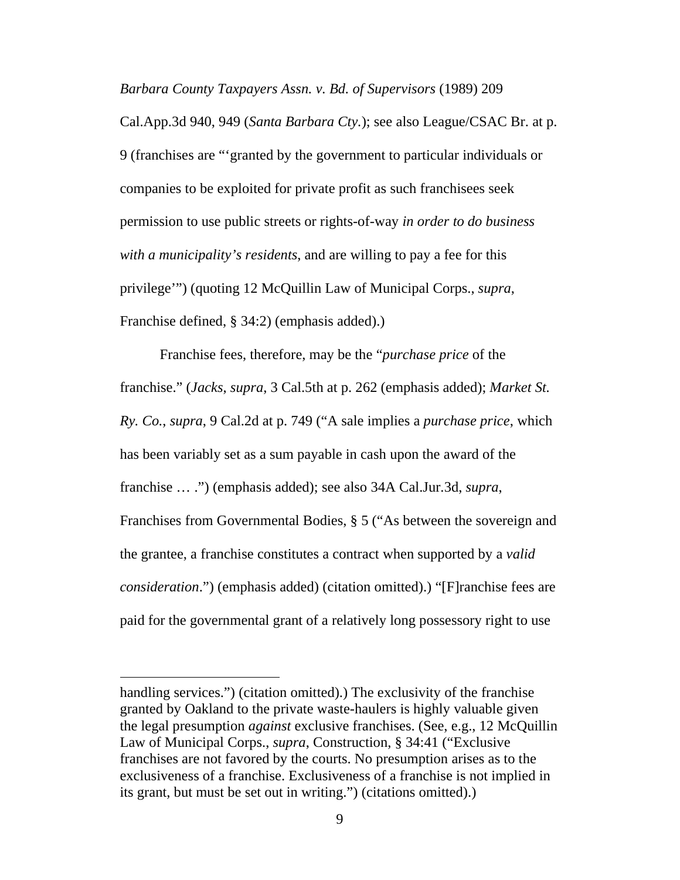*Barbara County Taxpayers Assn. v. Bd. of Supervisors* (1989) 209 Cal.App.3d 940, 949 (*Santa Barbara Cty*.); see also League/CSAC Br. at p. 9 (franchises are "'granted by the government to particular individuals or companies to be exploited for private profit as such franchisees seek permission to use public streets or rights-of-way *in order to do business with a municipality's residents*, and are willing to pay a fee for this privilege'") (quoting 12 McQuillin Law of Municipal Corps., *supra*, Franchise defined, § 34:2) (emphasis added).)

Franchise fees, therefore, may be the "*purchase price* of the franchise." (*Jacks*, *supra*, 3 Cal.5th at p. 262 (emphasis added); *Market St. Ry. Co.*, *supra*, 9 Cal.2d at p. 749 ("A sale implies a *purchase price*, which has been variably set as a sum payable in cash upon the award of the franchise … .") (emphasis added); see also 34A Cal.Jur.3d, *supra*, Franchises from Governmental Bodies, § 5 ("As between the sovereign and the grantee, a franchise constitutes a contract when supported by a *valid consideration*.") (emphasis added) (citation omitted).) "[F]ranchise fees are paid for the governmental grant of a relatively long possessory right to use

---

handling services.") (citation omitted).) The exclusivity of the franchise granted by Oakland to the private waste-haulers is highly valuable given the legal presumption *against* exclusive franchises. (See, e.g., 12 McQuillin Law of Municipal Corps., *supra*, Construction, § 34:41 ("Exclusive franchises are not favored by the courts. No presumption arises as to the exclusiveness of a franchise. Exclusiveness of a franchise is not implied in its grant, but must be set out in writing.") (citations omitted).)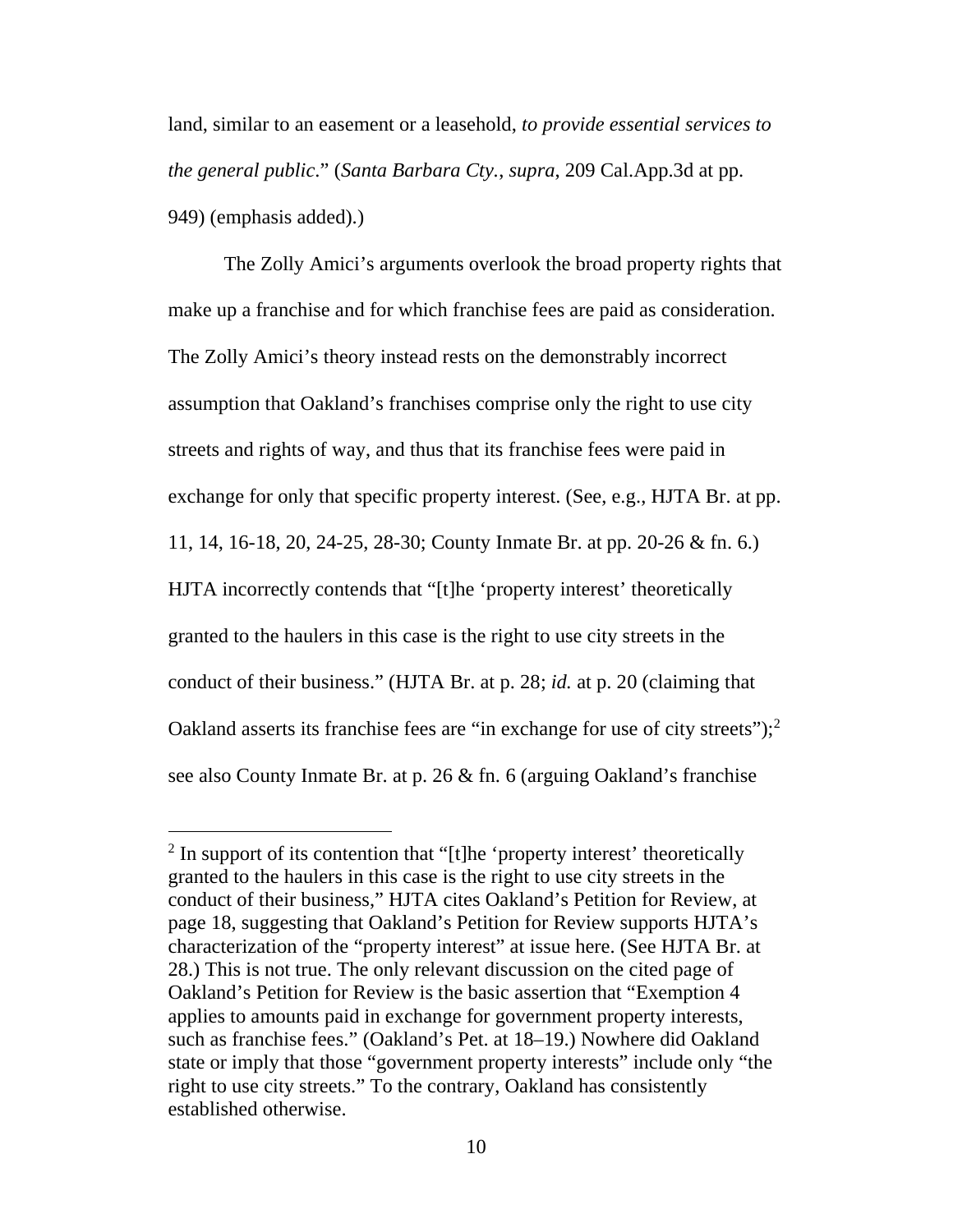land, similar to an easement or a leasehold, *to provide essential services to the general public*." (*Santa Barbara Cty.*, *supra*, 209 Cal.App.3d at pp. 949) (emphasis added).)

The Zolly Amici's arguments overlook the broad property rights that make up a franchise and for which franchise fees are paid as consideration. The Zolly Amici's theory instead rests on the demonstrably incorrect assumption that Oakland's franchises comprise only the right to use city streets and rights of way, and thus that its franchise fees were paid in exchange for only that specific property interest. (See, e.g., HJTA Br. at pp. 11, 14, 16-18, 20, 24-25, 28-30; County Inmate Br. at pp. 20-26 & fn. 6.) HJTA incorrectly contends that "[t]he 'property interest' theoretically granted to the haulers in this case is the right to use city streets in the conduct of their business." (HJTA Br. at p. 28; *id.* at p. 20 (claiming that Oakland asserts its franchise fees are "in exchange for use of city streets");[2] see also County Inmate Br. at p. 26 & fn. 6 (arguing Oakland's franchise

---

[2] In support of its contention that "[t]he 'property interest' theoretically granted to the haulers in this case is the right to use city streets in the conduct of their business," HJTA cites Oakland's Petition for Review, at page 18, suggesting that Oakland's Petition for Review supports HJTA's characterization of the "property interest" at issue here. (See HJTA Br. at 28.) This is not true. The only relevant discussion on the cited page of Oakland's Petition for Review is the basic assertion that "Exemption 4 applies to amounts paid in exchange for government property interests, such as franchise fees." (Oakland's Pet. at 18–19.) Nowhere did Oakland state or imply that those "government property interests" include only "the right to use city streets." To the contrary, Oakland has consistently established otherwise.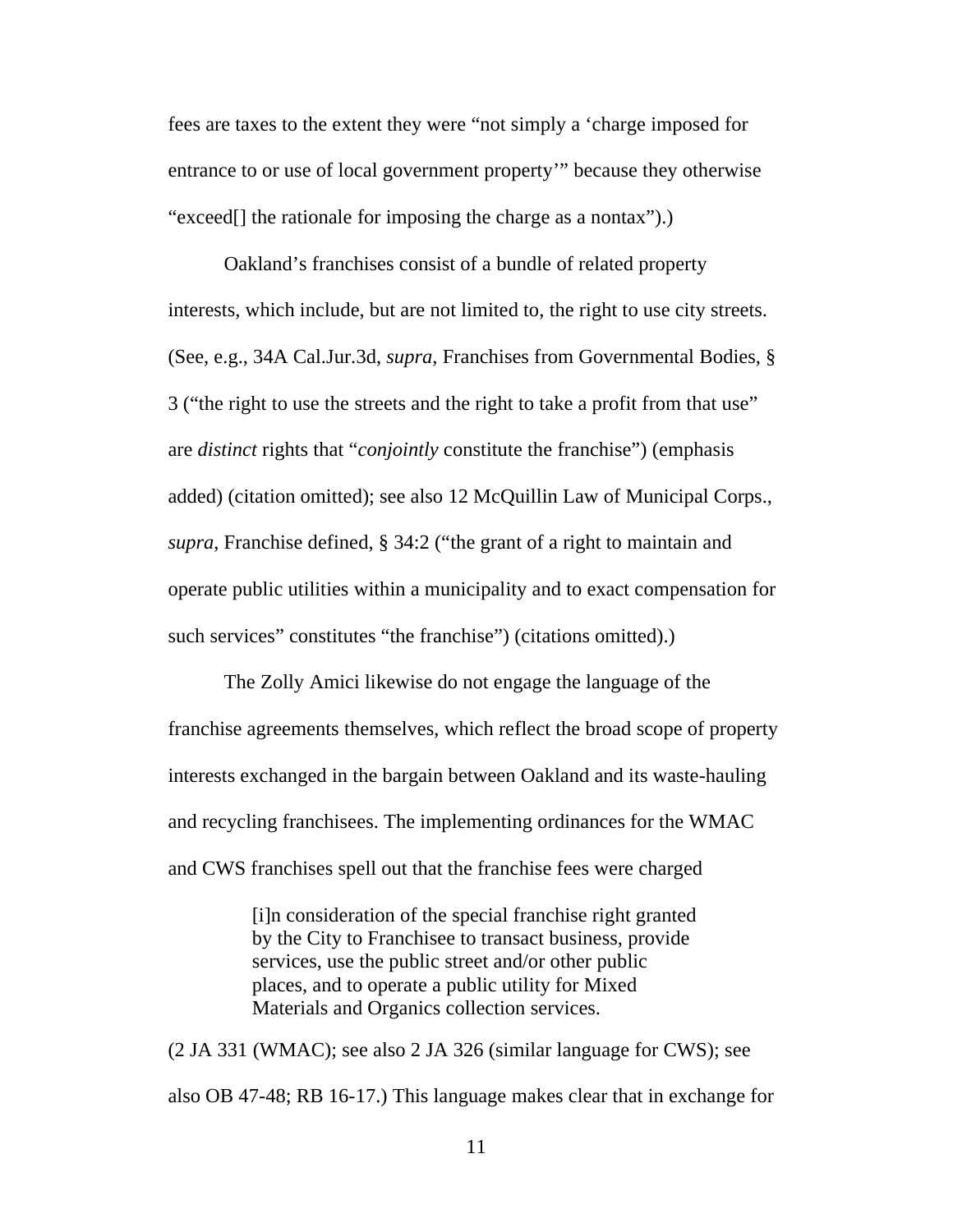fees are taxes to the extent they were “not simply a ‘charge imposed for entrance to or use of local government property’” because they otherwise “exceed[] the rationale for imposing the charge as a nontax”).)

Oakland’s franchises consist of a bundle of related property interests, which include, but are not limited to, the right to use city streets. (See, e.g., 34A Cal.Jur.3d, *supra*, Franchises from Governmental Bodies, § 3 (“the right to use the streets and the right to take a profit from that use” are *distinct* rights that “*conjointly* constitute the franchise”) (emphasis added) (citation omitted); see also 12 McQuillin Law of Municipal Corps., *supra*, Franchise defined, § 34:2 (“the grant of a right to maintain and operate public utilities within a municipality and to exact compensation for such services” constitutes “the franchise”) (citations omitted).)

The Zolly Amici likewise do not engage the language of the franchise agreements themselves, which reflect the broad scope of property interests exchanged in the bargain between Oakland and its waste-hauling and recycling franchisees. The implementing ordinances for the WMAC and CWS franchises spell out that the franchise fees were charged

> [i]n consideration of the special franchise right granted by the City to Franchisee to transact business, provide services, use the public street and/or other public places, and to operate a public utility for Mixed Materials and Organics collection services.

(2 JA 331 (WMAC); see also 2 JA 326 (similar language for CWS); see also OB 47-48; RB 16-17.) This language makes clear that in exchange for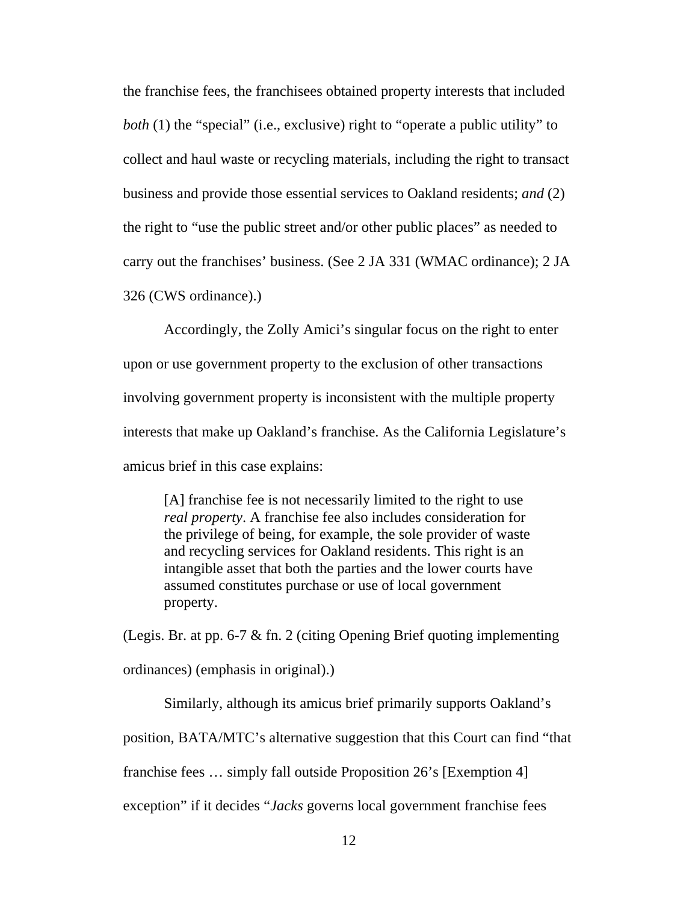the franchise fees, the franchisees obtained property interests that included *both* (1) the "special" (i.e., exclusive) right to "operate a public utility" to collect and haul waste or recycling materials, including the right to transact business and provide those essential services to Oakland residents; *and* (2) the right to "use the public street and/or other public places" as needed to carry out the franchises' business. (See 2 JA 331 (WMAC ordinance); 2 JA 326 (CWS ordinance).)

Accordingly, the Zolly Amici's singular focus on the right to enter upon or use government property to the exclusion of other transactions involving government property is inconsistent with the multiple property interests that make up Oakland's franchise. As the California Legislature's amicus brief in this case explains:

> [A] franchise fee is not necessarily limited to the right to use *real property*. A franchise fee also includes consideration for the privilege of being, for example, the sole provider of waste and recycling services for Oakland residents. This right is an intangible asset that both the parties and the lower courts have assumed constitutes purchase or use of local government property.

(Legis. Br. at pp. 6-7 & fn. 2 (citing Opening Brief quoting implementing ordinances) (emphasis in original).)

Similarly, although its amicus brief primarily supports Oakland's position, BATA/MTC's alternative suggestion that this Court can find "that franchise fees … simply fall outside Proposition 26's [Exemption 4] exception" if it decides "*Jacks* governs local government franchise fees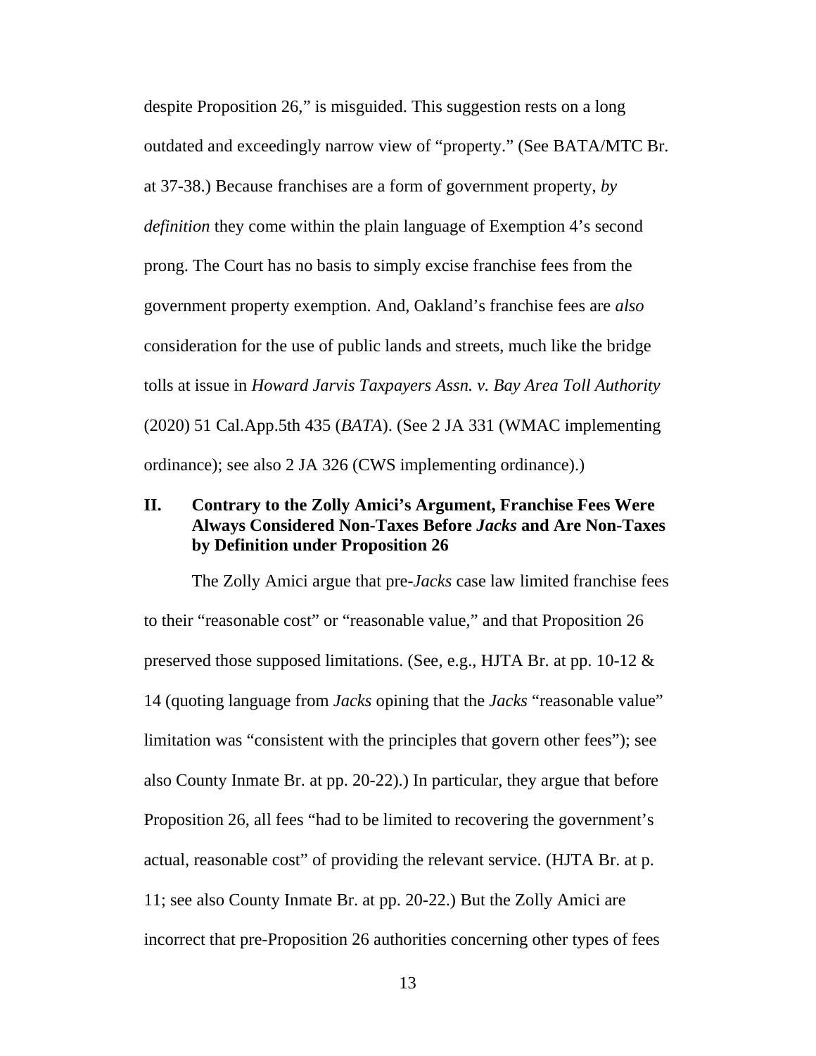despite Proposition 26," is misguided. This suggestion rests on a long outdated and exceedingly narrow view of "property." (See BATA/MTC Br. at 37-38.) Because franchises are a form of government property, *by definition* they come within the plain language of Exemption 4's second prong. The Court has no basis to simply excise franchise fees from the government property exemption. And, Oakland's franchise fees are *also* consideration for the use of public lands and streets, much like the bridge tolls at issue in *Howard Jarvis Taxpayers Assn. v. Bay Area Toll Authority* (2020) 51 Cal.App.5th 435 (*BATA*). (See 2 JA 331 (WMAC implementing ordinance); see also 2 JA 326 (CWS implementing ordinance).)

## II. Contrary to the Zolly Amici's Argument, Franchise Fees Were Always Considered Non-Taxes Before *Jacks* and Are Non-Taxes by Definition under Proposition 26

The Zolly Amici argue that pre-*Jacks* case law limited franchise fees to their "reasonable cost" or "reasonable value," and that Proposition 26 preserved those supposed limitations. (See, e.g., HJTA Br. at pp. 10-12 & 14 (quoting language from *Jacks* opining that the *Jacks* "reasonable value" limitation was "consistent with the principles that govern other fees"); see also County Inmate Br. at pp. 20-22).) In particular, they argue that before Proposition 26, all fees "had to be limited to recovering the government's actual, reasonable cost" of providing the relevant service. (HJTA Br. at p. 11; see also County Inmate Br. at pp. 20-22.) But the Zolly Amici are incorrect that pre-Proposition 26 authorities concerning other types of fees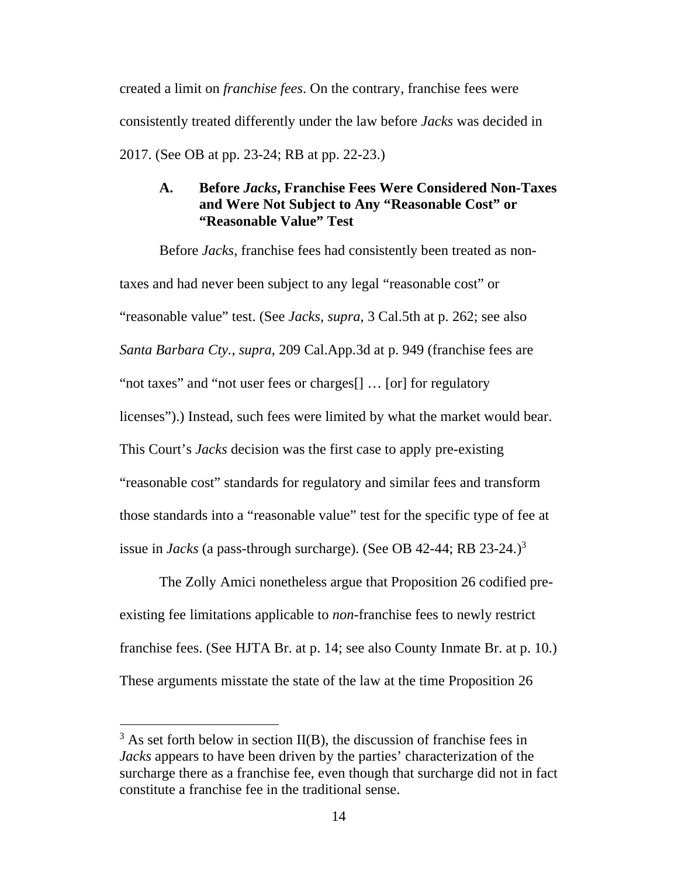created a limit on *franchise fees*. On the contrary, franchise fees were consistently treated differently under the law before *Jacks* was decided in 2017. (See OB at pp. 23-24; RB at pp. 22-23.)

### A. Before *Jacks*, Franchise Fees Were Considered Non-Taxes and Were Not Subject to Any "Reasonable Cost" or "Reasonable Value" Test

Before *Jacks*, franchise fees had consistently been treated as non-taxes and had never been subject to any legal "reasonable cost" or "reasonable value" test. (See *Jacks*, *supra*, 3 Cal.5th at p. 262; see also *Santa Barbara Cty.*, *supra*, 209 Cal.App.3d at p. 949 (franchise fees are "not taxes" and "not user fees or charges[] … [or] for regulatory licenses").) Instead, such fees were limited by what the market would bear. This Court's *Jacks* decision was the first case to apply pre-existing "reasonable cost" standards for regulatory and similar fees and transform those standards into a "reasonable value" test for the specific type of fee at issue in *Jacks* (a pass-through surcharge). (See OB 42-44; RB 23-24.)[3]

The Zolly Amici nonetheless argue that Proposition 26 codified pre-existing fee limitations applicable to *non*-franchise fees to newly restrict franchise fees. (See HJTA Br. at p. 14; see also County Inmate Br. at p. 10.) These arguments misstate the state of the law at the time Proposition 26

---

[3] As set forth below in section II(B), the discussion of franchise fees in *Jacks* appears to have been driven by the parties' characterization of the surcharge there as a franchise fee, even though that surcharge did not in fact constitute a franchise fee in the traditional sense.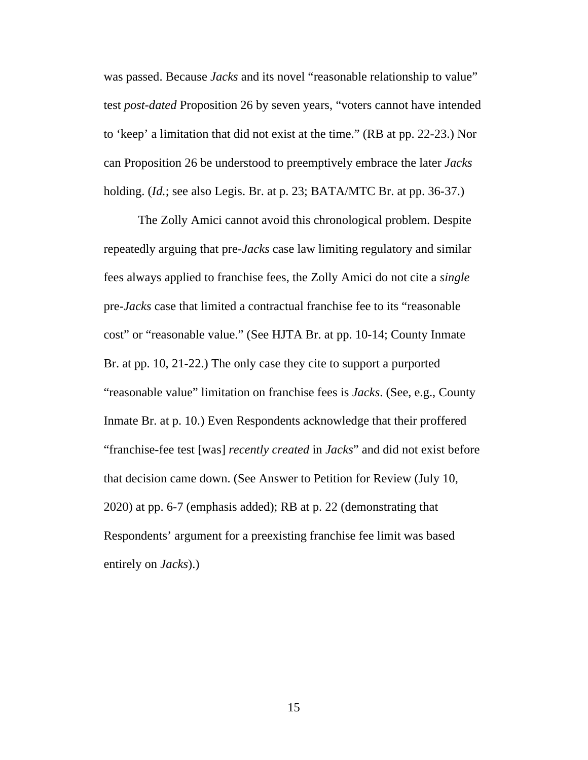was passed. Because *Jacks* and its novel “reasonable relationship to value” test *post-dated* Proposition 26 by seven years, “voters cannot have intended to ‘keep’ a limitation that did not exist at the time.” (RB at pp. 22-23.) Nor can Proposition 26 be understood to preemptively embrace the later *Jacks* holding. (*Id.*; see also Legis. Br. at p. 23; BATA/MTC Br. at pp. 36-37.)

The Zolly Amici cannot avoid this chronological problem. Despite repeatedly arguing that pre-*Jacks* case law limiting regulatory and similar fees always applied to franchise fees, the Zolly Amici do not cite a *single* pre-*Jacks* case that limited a contractual franchise fee to its “reasonable cost” or “reasonable value.” (See HJTA Br. at pp. 10-14; County Inmate Br. at pp. 10, 21-22.) The only case they cite to support a purported “reasonable value” limitation on franchise fees is *Jacks*. (See, e.g., County Inmate Br. at p. 10.) Even Respondents acknowledge that their proffered “franchise-fee test [was] *recently created* in *Jacks*” and did not exist before that decision came down. (See Answer to Petition for Review (July 10, 2020) at pp. 6-7 (emphasis added); RB at p. 22 (demonstrating that Respondents’ argument for a preexisting franchise fee limit was based entirely on *Jacks*).)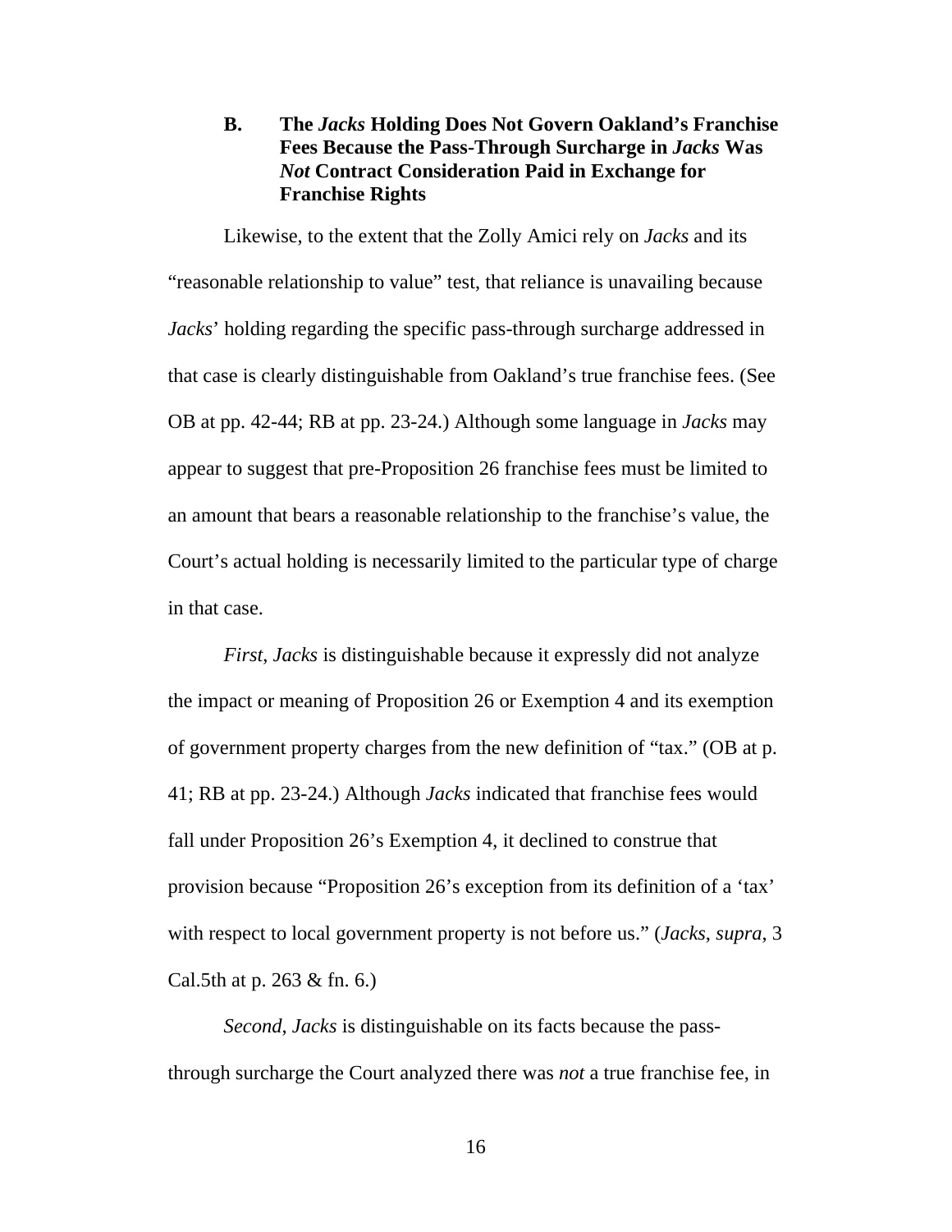### B. The *Jacks* Holding Does Not Govern Oakland's Franchise Fees Because the Pass-Through Surcharge in *Jacks* Was *Not* Contract Consideration Paid in Exchange for Franchise Rights

Likewise, to the extent that the Zolly Amici rely on *Jacks* and its "reasonable relationship to value" test, that reliance is unavailing because *Jacks*' holding regarding the specific pass-through surcharge addressed in that case is clearly distinguishable from Oakland's true franchise fees. (See OB at pp. 42-44; RB at pp. 23-24.) Although some language in *Jacks* may appear to suggest that pre-Proposition 26 franchise fees must be limited to an amount that bears a reasonable relationship to the franchise's value, the Court's actual holding is necessarily limited to the particular type of charge in that case.

*First*, *Jacks* is distinguishable because it expressly did not analyze the impact or meaning of Proposition 26 or Exemption 4 and its exemption of government property charges from the new definition of "tax." (OB at p. 41; RB at pp. 23-24.) Although *Jacks* indicated that franchise fees would fall under Proposition 26's Exemption 4, it declined to construe that provision because "Proposition 26's exception from its definition of a 'tax' with respect to local government property is not before us." (*Jacks*, *supra*, 3 Cal.5th at p. 263 & fn. 6.)

*Second*, *Jacks* is distinguishable on its facts because the pass-through surcharge the Court analyzed there was *not* a true franchise fee, in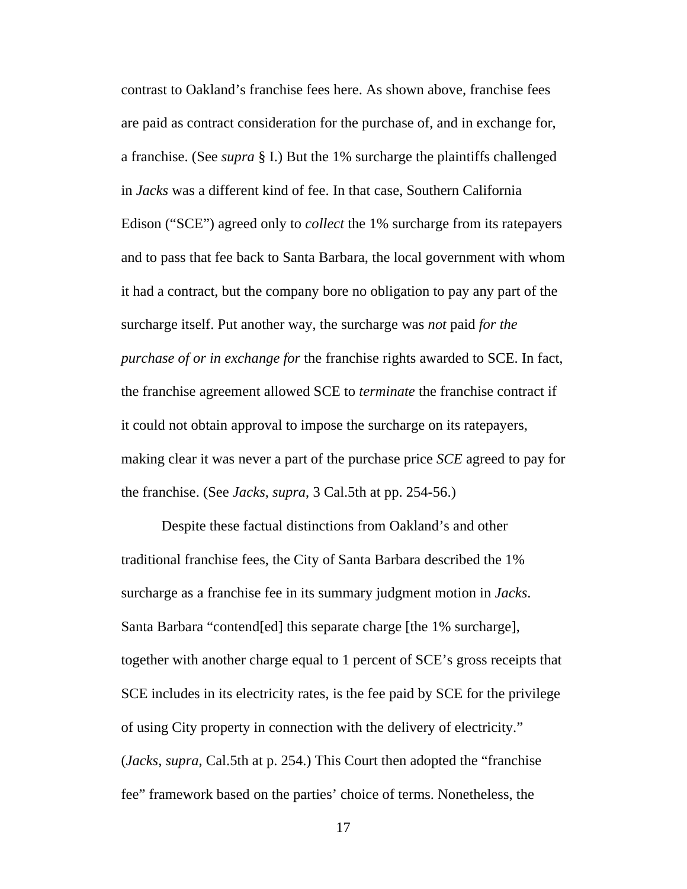contrast to Oakland's franchise fees here. As shown above, franchise fees are paid as contract consideration for the purchase of, and in exchange for, a franchise. (See *supra* § I.) But the 1% surcharge the plaintiffs challenged in *Jacks* was a different kind of fee. In that case, Southern California Edison ("SCE") agreed only to *collect* the 1% surcharge from its ratepayers and to pass that fee back to Santa Barbara, the local government with whom it had a contract, but the company bore no obligation to pay any part of the surcharge itself. Put another way, the surcharge was *not* paid *for the purchase of or in exchange for* the franchise rights awarded to SCE. In fact, the franchise agreement allowed SCE to *terminate* the franchise contract if it could not obtain approval to impose the surcharge on its ratepayers, making clear it was never a part of the purchase price *SCE* agreed to pay for the franchise. (See *Jacks*, *supra*, 3 Cal.5th at pp. 254-56.)

Despite these factual distinctions from Oakland's and other traditional franchise fees, the City of Santa Barbara described the 1% surcharge as a franchise fee in its summary judgment motion in *Jacks*. Santa Barbara "contend[ed] this separate charge [the 1% surcharge], together with another charge equal to 1 percent of SCE's gross receipts that SCE includes in its electricity rates, is the fee paid by SCE for the privilege of using City property in connection with the delivery of electricity." (*Jacks*, *supra*, Cal.5th at p. 254.) This Court then adopted the "franchise fee" framework based on the parties' choice of terms. Nonetheless, the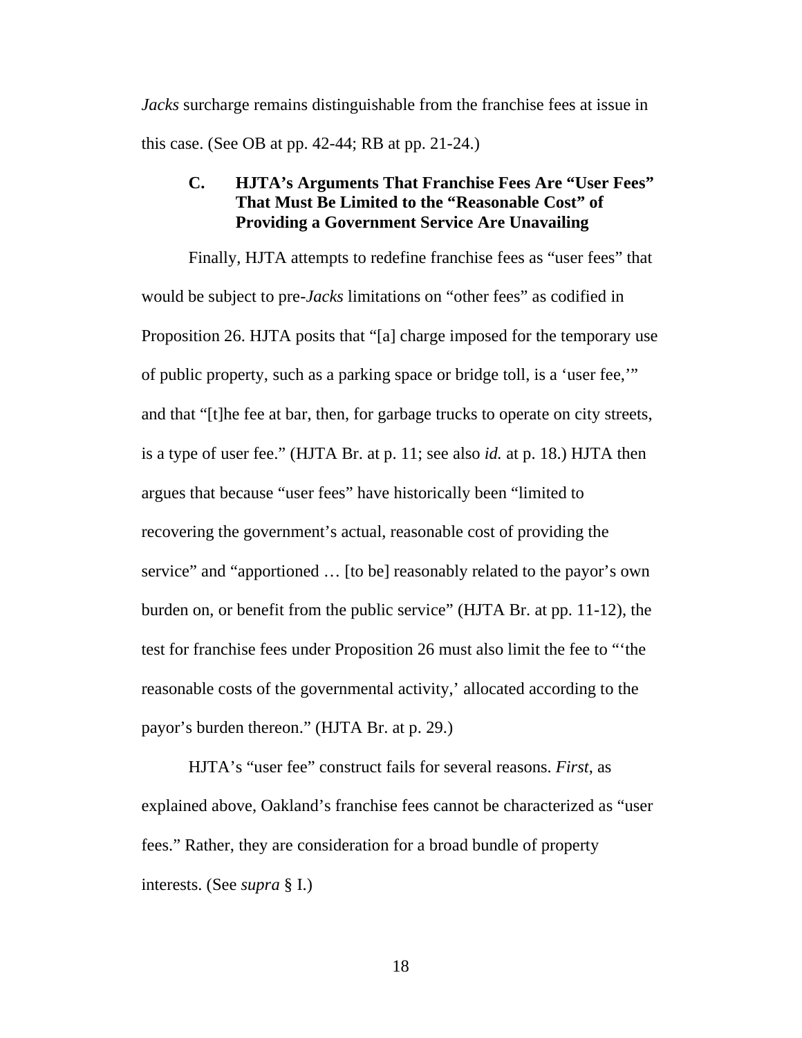*Jacks* surcharge remains distinguishable from the franchise fees at issue in this case. (See OB at pp. 42-44; RB at pp. 21-24.)

### C. HJTA's Arguments That Franchise Fees Are "User Fees" That Must Be Limited to the "Reasonable Cost" of Providing a Government Service Are Unavailing

Finally, HJTA attempts to redefine franchise fees as "user fees" that would be subject to pre-*Jacks* limitations on "other fees" as codified in Proposition 26. HJTA posits that "[a] charge imposed for the temporary use of public property, such as a parking space or bridge toll, is a 'user fee,'" and that "[t]he fee at bar, then, for garbage trucks to operate on city streets, is a type of user fee." (HJTA Br. at p. 11; see also *id.* at p. 18.) HJTA then argues that because "user fees" have historically been "limited to recovering the government's actual, reasonable cost of providing the service" and "apportioned … [to be] reasonably related to the payor's own burden on, or benefit from the public service" (HJTA Br. at pp. 11-12), the test for franchise fees under Proposition 26 must also limit the fee to "'the reasonable costs of the governmental activity,' allocated according to the payor's burden thereon." (HJTA Br. at p. 29.)

HJTA's "user fee" construct fails for several reasons. *First*, as explained above, Oakland's franchise fees cannot be characterized as "user fees." Rather, they are consideration for a broad bundle of property interests. (See *supra* § I.)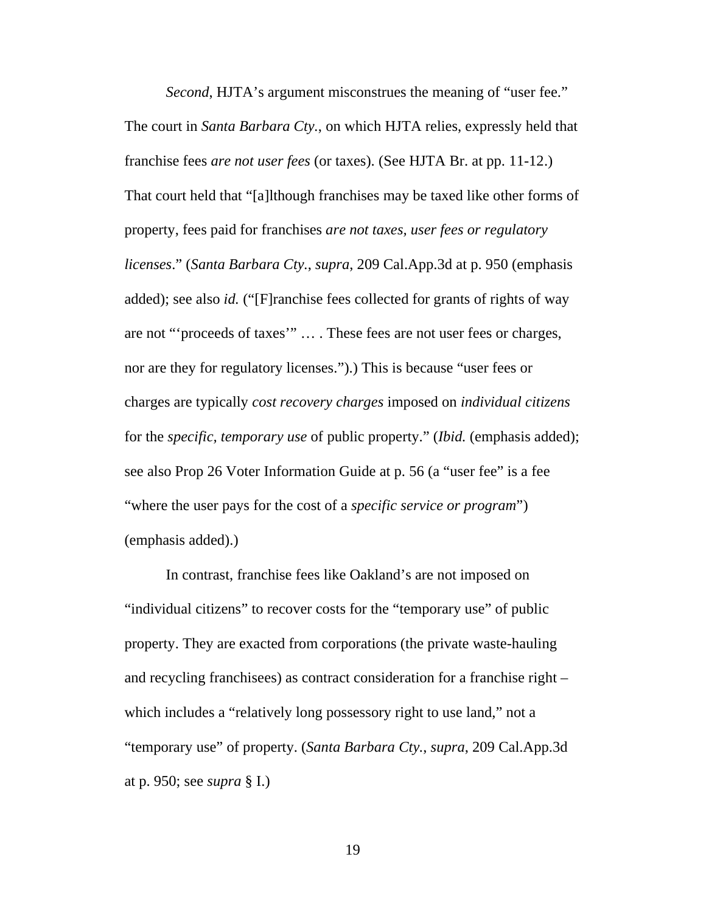*Second*, HJTA's argument misconstrues the meaning of "user fee." The court in *Santa Barbara Cty.*, on which HJTA relies, expressly held that franchise fees *are not user fees* (or taxes). (See HJTA Br. at pp. 11-12.) That court held that "[a]lthough franchises may be taxed like other forms of property, fees paid for franchises *are not taxes, user fees or regulatory licenses*." (*Santa Barbara Cty.*, *supra*, 209 Cal.App.3d at p. 950 (emphasis added); see also *id.* ("[F]ranchise fees collected for grants of rights of way are not "'proceeds of taxes'" … . These fees are not user fees or charges, nor are they for regulatory licenses.").) This is because "user fees or charges are typically *cost recovery charges* imposed on *individual citizens* for the *specific, temporary use* of public property." (*Ibid.* (emphasis added); see also Prop 26 Voter Information Guide at p. 56 (a "user fee" is a fee "where the user pays for the cost of a *specific service or program*") (emphasis added).)

In contrast, franchise fees like Oakland's are not imposed on "individual citizens" to recover costs for the "temporary use" of public property. They are exacted from corporations (the private waste-hauling and recycling franchisees) as contract consideration for a franchise right – which includes a "relatively long possessory right to use land," not a "temporary use" of property. (*Santa Barbara Cty.*, *supra*, 209 Cal.App.3d at p. 950; see *supra* § I.)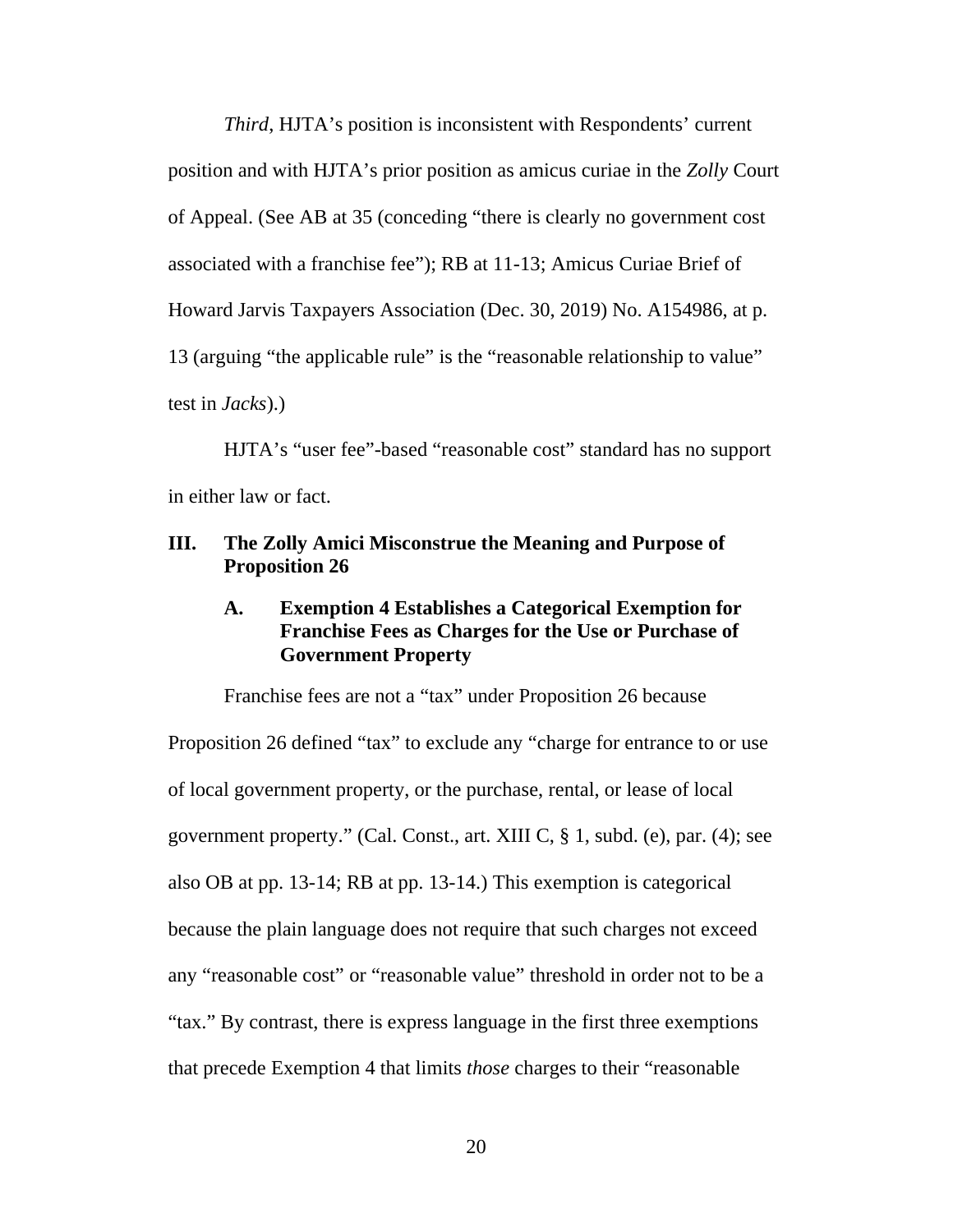*Third*, HJTA's position is inconsistent with Respondents' current position and with HJTA's prior position as amicus curiae in the *Zolly* Court of Appeal. (See AB at 35 (conceding "there is clearly no government cost associated with a franchise fee"); RB at 11-13; Amicus Curiae Brief of Howard Jarvis Taxpayers Association (Dec. 30, 2019) No. A154986, at p. 13 (arguing "the applicable rule" is the "reasonable relationship to value" test in *Jacks*).)

HJTA's "user fee"-based "reasonable cost" standard has no support in either law or fact.

## III. The Zolly Amici Misconstrue the Meaning and Purpose of Proposition 26

### A. Exemption 4 Establishes a Categorical Exemption for Franchise Fees as Charges for the Use or Purchase of Government Property

Franchise fees are not a "tax" under Proposition 26 because Proposition 26 defined "tax" to exclude any "charge for entrance to or use of local government property, or the purchase, rental, or lease of local government property." (Cal. Const., art. XIII C, § 1, subd. (e), par. (4); see also OB at pp. 13-14; RB at pp. 13-14.) This exemption is categorical because the plain language does not require that such charges not exceed any "reasonable cost" or "reasonable value" threshold in order not to be a "tax." By contrast, there is express language in the first three exemptions that precede Exemption 4 that limits *those* charges to their "reasonable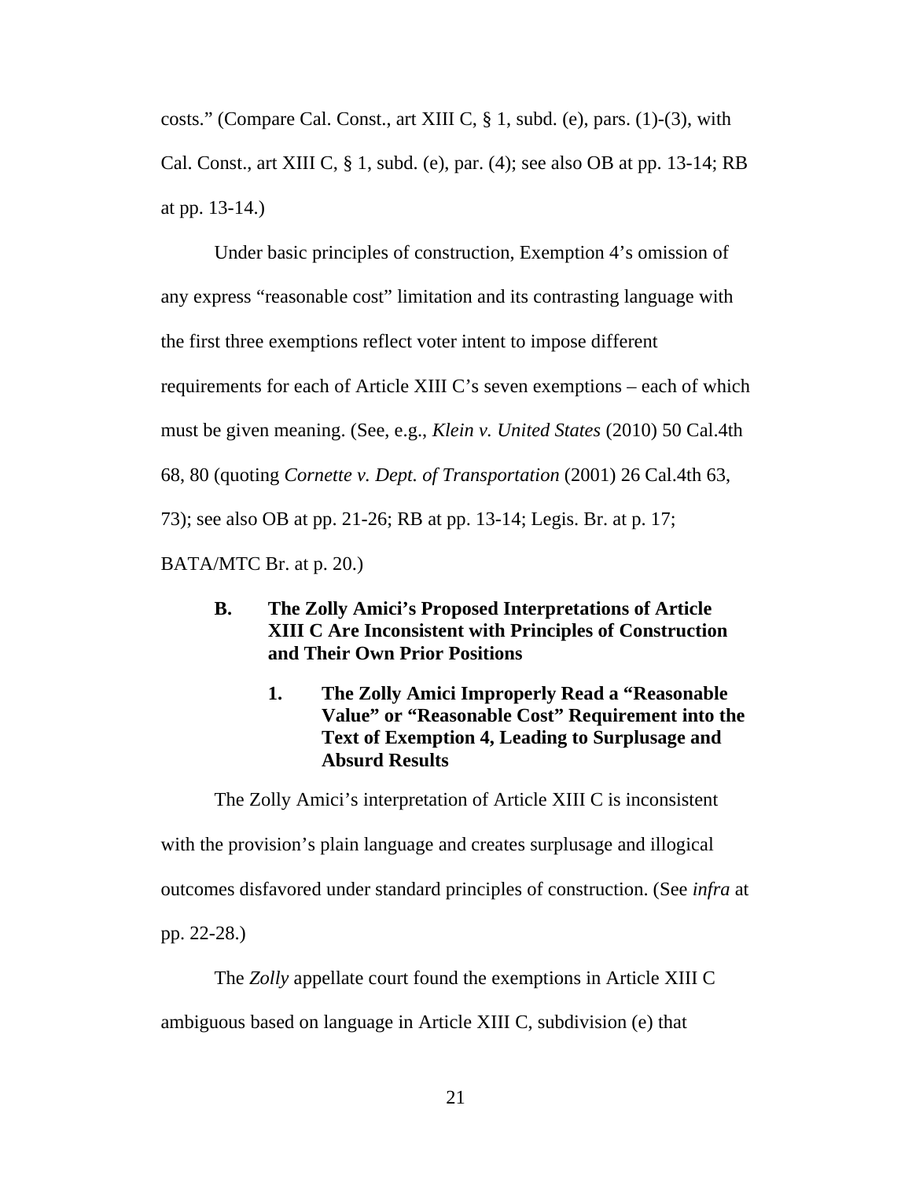costs." (Compare Cal. Const., art XIII C, § 1, subd. (e), pars. (1)-(3), with Cal. Const., art XIII C, § 1, subd. (e), par. (4); see also OB at pp. 13-14; RB at pp. 13-14.)

Under basic principles of construction, Exemption 4's omission of any express "reasonable cost" limitation and its contrasting language with the first three exemptions reflect voter intent to impose different requirements for each of Article XIII C's seven exemptions – each of which must be given meaning. (See, e.g., *Klein v. United States* (2010) 50 Cal.4th 68, 80 (quoting *Cornette v. Dept. of Transportation* (2001) 26 Cal.4th 63, 73); see also OB at pp. 21-26; RB at pp. 13-14; Legis. Br. at p. 17; BATA/MTC Br. at p. 20.)

### B. The Zolly Amici's Proposed Interpretations of Article XIII C Are Inconsistent with Principles of Construction and Their Own Prior Positions

#### 1. The Zolly Amici Improperly Read a "Reasonable Value" or "Reasonable Cost" Requirement into the Text of Exemption 4, Leading to Surplusage and Absurd Results

The Zolly Amici's interpretation of Article XIII C is inconsistent with the provision's plain language and creates surplusage and illogical outcomes disfavored under standard principles of construction. (See *infra* at pp. 22-28.)

The *Zolly* appellate court found the exemptions in Article XIII C ambiguous based on language in Article XIII C, subdivision (e) that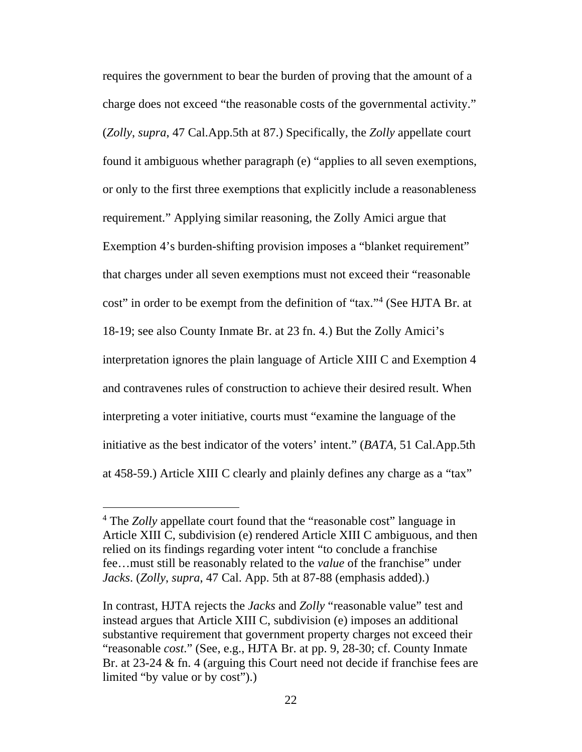requires the government to bear the burden of proving that the amount of a charge does not exceed "the reasonable costs of the governmental activity." (*Zolly*, *supra*, 47 Cal.App.5th at 87.) Specifically, the *Zolly* appellate court found it ambiguous whether paragraph (e) "applies to all seven exemptions, or only to the first three exemptions that explicitly include a reasonableness requirement." Applying similar reasoning, the Zolly Amici argue that Exemption 4's burden-shifting provision imposes a "blanket requirement" that charges under all seven exemptions must not exceed their "reasonable cost" in order to be exempt from the definition of "tax."[4] (See HJTA Br. at 18-19; see also County Inmate Br. at 23 fn. 4.) But the Zolly Amici's interpretation ignores the plain language of Article XIII C and Exemption 4 and contravenes rules of construction to achieve their desired result. When interpreting a voter initiative, courts must "examine the language of the initiative as the best indicator of the voters' intent." (*BATA*, 51 Cal.App.5th at 458-59.) Article XIII C clearly and plainly defines any charge as a "tax"

---

[4] The *Zolly* appellate court found that the "reasonable cost" language in Article XIII C, subdivision (e) rendered Article XIII C ambiguous, and then relied on its findings regarding voter intent "to conclude a franchise fee…must still be reasonably related to the *value* of the franchise" under *Jacks*. (*Zolly*, *supra*, 47 Cal. App. 5th at 87-88 (emphasis added).)

In contrast, HJTA rejects the *Jacks* and *Zolly* "reasonable value" test and instead argues that Article XIII C, subdivision (e) imposes an additional substantive requirement that government property charges not exceed their "reasonable *cost*." (See, e.g., HJTA Br. at pp. 9, 28-30; cf. County Inmate Br. at 23-24 & fn. 4 (arguing this Court need not decide if franchise fees are limited "by value or by cost").)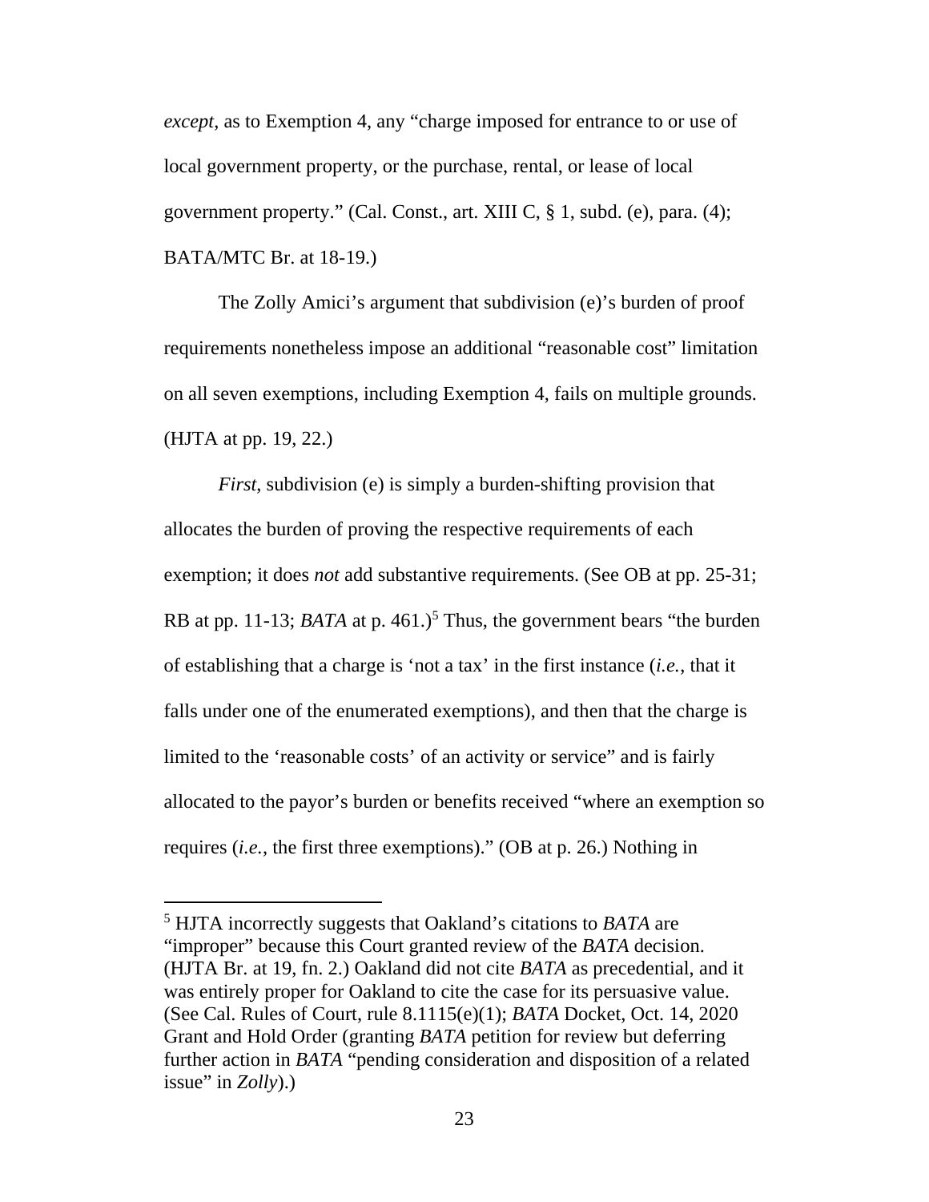*except*, as to Exemption 4, any "charge imposed for entrance to or use of local government property, or the purchase, rental, or lease of local government property." (Cal. Const., art. XIII C, § 1, subd. (e), para. (4); BATA/MTC Br. at 18-19.)

The Zolly Amici's argument that subdivision (e)'s burden of proof requirements nonetheless impose an additional "reasonable cost" limitation on all seven exemptions, including Exemption 4, fails on multiple grounds. (HJTA at pp. 19, 22.)

*First*, subdivision (e) is simply a burden-shifting provision that allocates the burden of proving the respective requirements of each exemption; it does *not* add substantive requirements. (See OB at pp. 25-31; RB at pp. 11-13; *BATA* at p. 461.)[5] Thus, the government bears "the burden of establishing that a charge is 'not a tax' in the first instance (*i.e.*, that it falls under one of the enumerated exemptions), and then that the charge is limited to the 'reasonable costs' of an activity or service" and is fairly allocated to the payor's burden or benefits received "where an exemption so requires (*i.e.*, the first three exemptions)." (OB at p. 26.) Nothing in

---

[5] HJTA incorrectly suggests that Oakland's citations to *BATA* are "improper" because this Court granted review of the *BATA* decision. (HJTA Br. at 19, fn. 2.) Oakland did not cite *BATA* as precedential, and it was entirely proper for Oakland to cite the case for its persuasive value. (See Cal. Rules of Court, rule 8.1115(e)(1); *BATA* Docket, Oct. 14, 2020 Grant and Hold Order (granting *BATA* petition for review but deferring further action in *BATA* "pending consideration and disposition of a related issue" in *Zolly*).)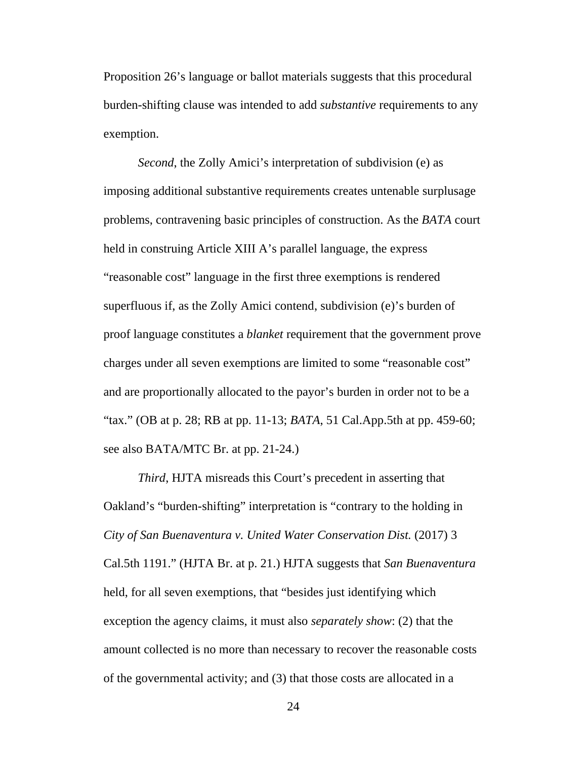Proposition 26's language or ballot materials suggests that this procedural burden-shifting clause was intended to add *substantive* requirements to any exemption.

*Second*, the Zolly Amici's interpretation of subdivision (e) as imposing additional substantive requirements creates untenable surplusage problems, contravening basic principles of construction. As the *BATA* court held in construing Article XIII A's parallel language, the express "reasonable cost" language in the first three exemptions is rendered superfluous if, as the Zolly Amici contend, subdivision (e)'s burden of proof language constitutes a *blanket* requirement that the government prove charges under all seven exemptions are limited to some "reasonable cost" and are proportionally allocated to the payor's burden in order not to be a "tax." (OB at p. 28; RB at pp. 11-13; *BATA*, 51 Cal.App.5th at pp. 459-60; see also BATA/MTC Br. at pp. 21-24.)

*Third*, HJTA misreads this Court's precedent in asserting that Oakland's "burden-shifting" interpretation is "contrary to the holding in *City of San Buenaventura v. United Water Conservation Dist.* (2017) 3 Cal.5th 1191." (HJTA Br. at p. 21.) HJTA suggests that *San Buenaventura* held, for all seven exemptions, that "besides just identifying which exception the agency claims, it must also *separately show*: (2) that the amount collected is no more than necessary to recover the reasonable costs of the governmental activity; and (3) that those costs are allocated in a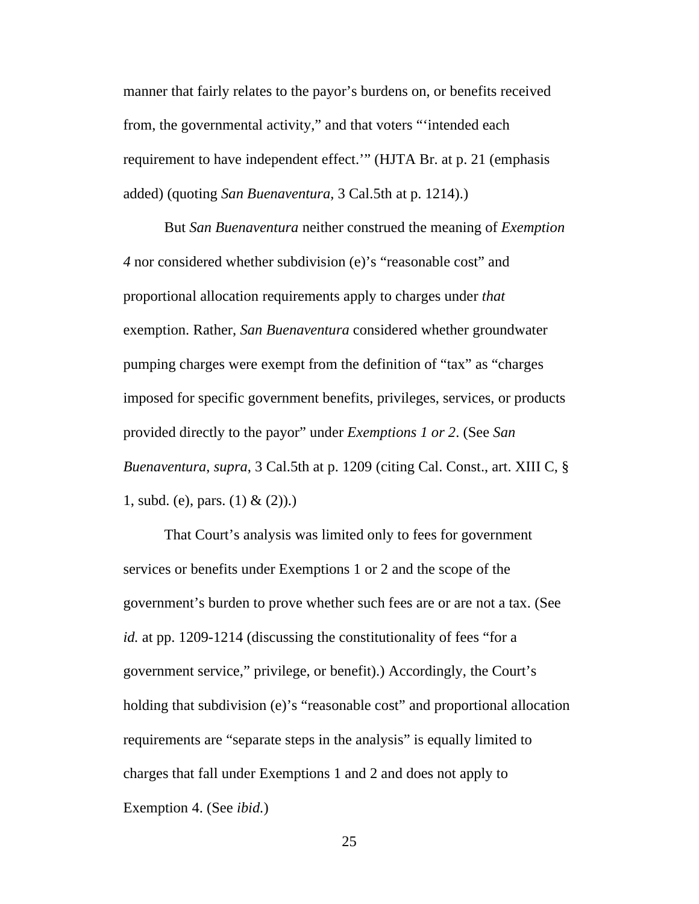manner that fairly relates to the payor's burdens on, or benefits received from, the governmental activity," and that voters "'intended each requirement to have independent effect.'" (HJTA Br. at p. 21 (emphasis added) (quoting *San Buenaventura*, 3 Cal.5th at p. 1214).)

But *San Buenaventura* neither construed the meaning of *Exemption 4* nor considered whether subdivision (e)'s "reasonable cost" and proportional allocation requirements apply to charges under *that* exemption. Rather, *San Buenaventura* considered whether groundwater pumping charges were exempt from the definition of "tax" as "charges imposed for specific government benefits, privileges, services, or products provided directly to the payor" under *Exemptions 1 or 2*. (See *San Buenaventura*, *supra*, 3 Cal.5th at p. 1209 (citing Cal. Const., art. XIII C, § 1, subd. (e), pars. (1) & (2)).)

That Court's analysis was limited only to fees for government services or benefits under Exemptions 1 or 2 and the scope of the government's burden to prove whether such fees are or are not a tax. (See *id.* at pp. 1209-1214 (discussing the constitutionality of fees "for a government service," privilege, or benefit).) Accordingly, the Court's holding that subdivision (e)'s "reasonable cost" and proportional allocation requirements are "separate steps in the analysis" is equally limited to charges that fall under Exemptions 1 and 2 and does not apply to Exemption 4. (See *ibid.*)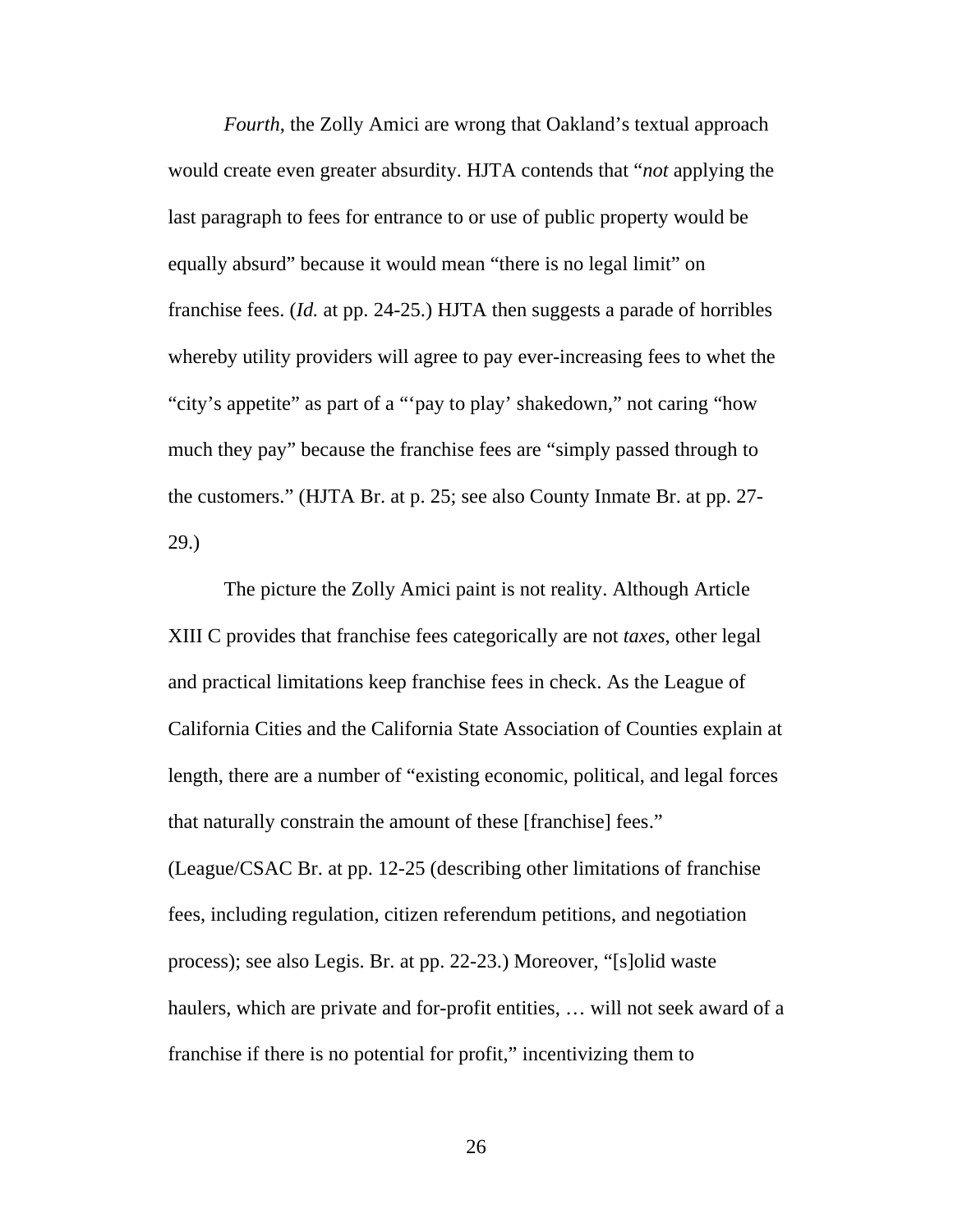*Fourth*, the Zolly Amici are wrong that Oakland's textual approach would create even greater absurdity. HJTA contends that "*not* applying the last paragraph to fees for entrance to or use of public property would be equally absurd" because it would mean "there is no legal limit" on franchise fees. (*Id.* at pp. 24-25.) HJTA then suggests a parade of horribles whereby utility providers will agree to pay ever-increasing fees to whet the "city's appetite" as part of a "'pay to play' shakedown," not caring "how much they pay" because the franchise fees are "simply passed through to the customers." (HJTA Br. at p. 25; see also County Inmate Br. at pp. 27-29.)

The picture the Zolly Amici paint is not reality. Although Article XIII C provides that franchise fees categorically are not *taxes*, other legal and practical limitations keep franchise fees in check. As the League of California Cities and the California State Association of Counties explain at length, there are a number of "existing economic, political, and legal forces that naturally constrain the amount of these [franchise] fees." (League/CSAC Br. at pp. 12-25 (describing other limitations of franchise fees, including regulation, citizen referendum petitions, and negotiation process); see also Legis. Br. at pp. 22-23.) Moreover, "[s]olid waste haulers, which are private and for-profit entities, … will not seek award of a franchise if there is no potential for profit," incentivizing them to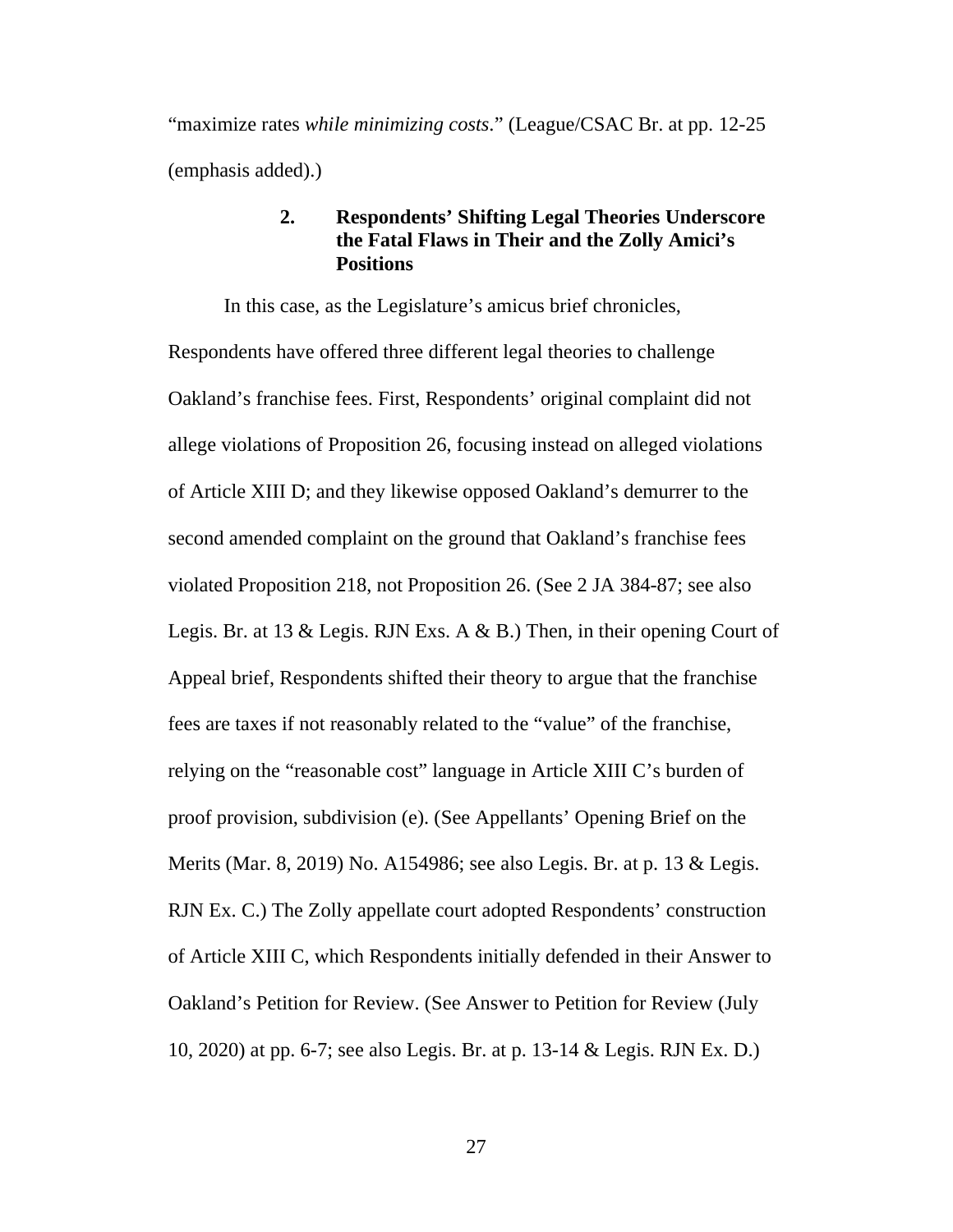"maximize rates *while minimizing costs*." (League/CSAC Br. at pp. 12-25 (emphasis added).)

### 2. Respondents' Shifting Legal Theories Underscore the Fatal Flaws in Their and the Zolly Amici's Positions

In this case, as the Legislature's amicus brief chronicles, Respondents have offered three different legal theories to challenge Oakland's franchise fees. First, Respondents' original complaint did not allege violations of Proposition 26, focusing instead on alleged violations of Article XIII D; and they likewise opposed Oakland's demurrer to the second amended complaint on the ground that Oakland's franchise fees violated Proposition 218, not Proposition 26. (See 2 JA 384-87; see also Legis. Br. at 13 & Legis. RJN Exs. A & B.) Then, in their opening Court of Appeal brief, Respondents shifted their theory to argue that the franchise fees are taxes if not reasonably related to the "value" of the franchise, relying on the "reasonable cost" language in Article XIII C's burden of proof provision, subdivision (e). (See Appellants' Opening Brief on the Merits (Mar. 8, 2019) No. A154986; see also Legis. Br. at p. 13 & Legis. RJN Ex. C.) The Zolly appellate court adopted Respondents' construction of Article XIII C, which Respondents initially defended in their Answer to Oakland's Petition for Review. (See Answer to Petition for Review (July 10, 2020) at pp. 6-7; see also Legis. Br. at p. 13-14 & Legis. RJN Ex. D.)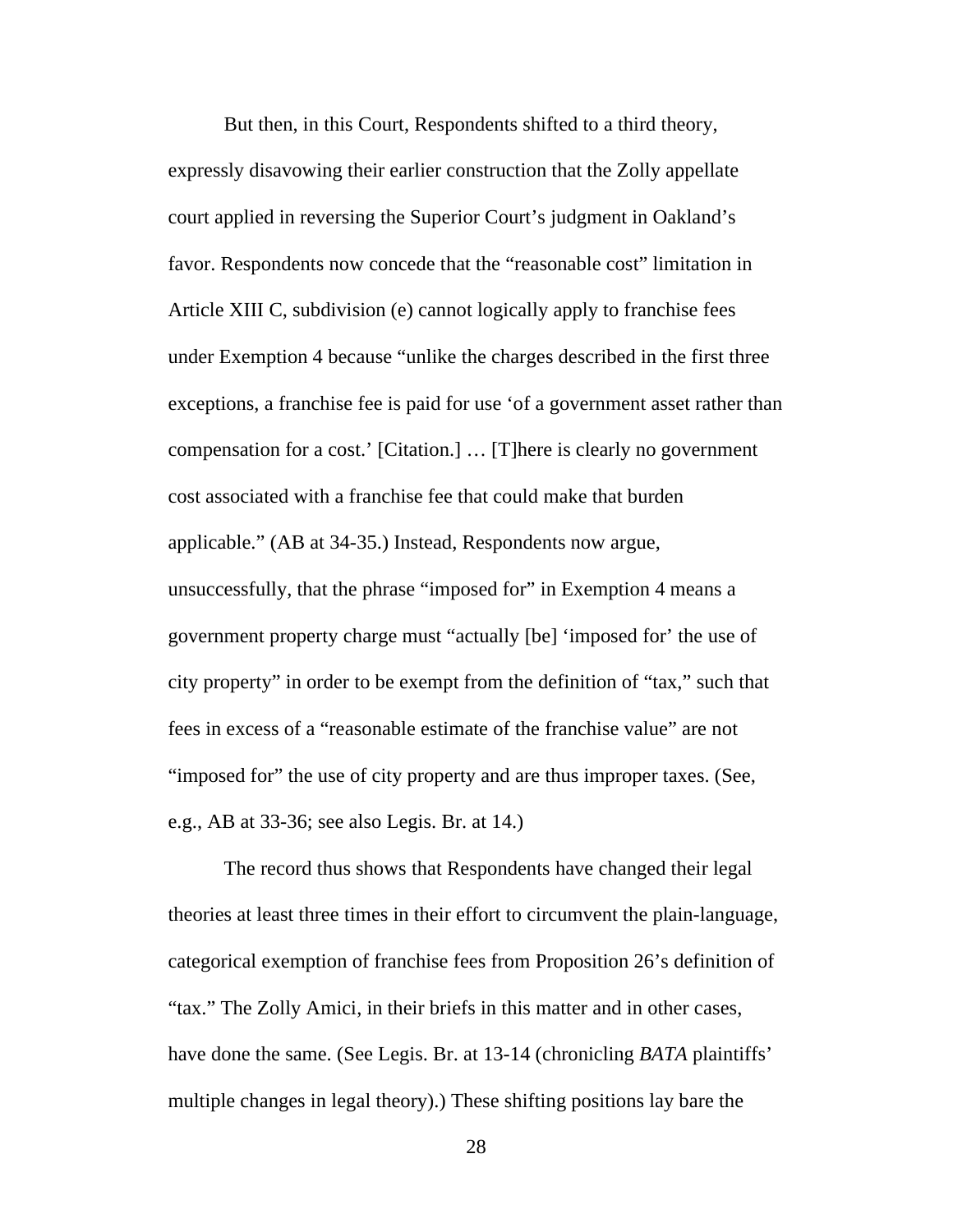But then, in this Court, Respondents shifted to a third theory, expressly disavowing their earlier construction that the Zolly appellate court applied in reversing the Superior Court's judgment in Oakland's favor. Respondents now concede that the "reasonable cost" limitation in Article XIII C, subdivision (e) cannot logically apply to franchise fees under Exemption 4 because "unlike the charges described in the first three exceptions, a franchise fee is paid for use 'of a government asset rather than compensation for a cost.' [Citation.] … [T]here is clearly no government cost associated with a franchise fee that could make that burden applicable." (AB at 34-35.) Instead, Respondents now argue, unsuccessfully, that the phrase "imposed for" in Exemption 4 means a government property charge must "actually [be] 'imposed for' the use of city property" in order to be exempt from the definition of "tax," such that fees in excess of a "reasonable estimate of the franchise value" are not "imposed for" the use of city property and are thus improper taxes. (See, e.g., AB at 33-36; see also Legis. Br. at 14.)

The record thus shows that Respondents have changed their legal theories at least three times in their effort to circumvent the plain-language, categorical exemption of franchise fees from Proposition 26's definition of "tax." The Zolly Amici, in their briefs in this matter and in other cases, have done the same. (See Legis. Br. at 13-14 (chronicling *BATA* plaintiffs' multiple changes in legal theory).) These shifting positions lay bare the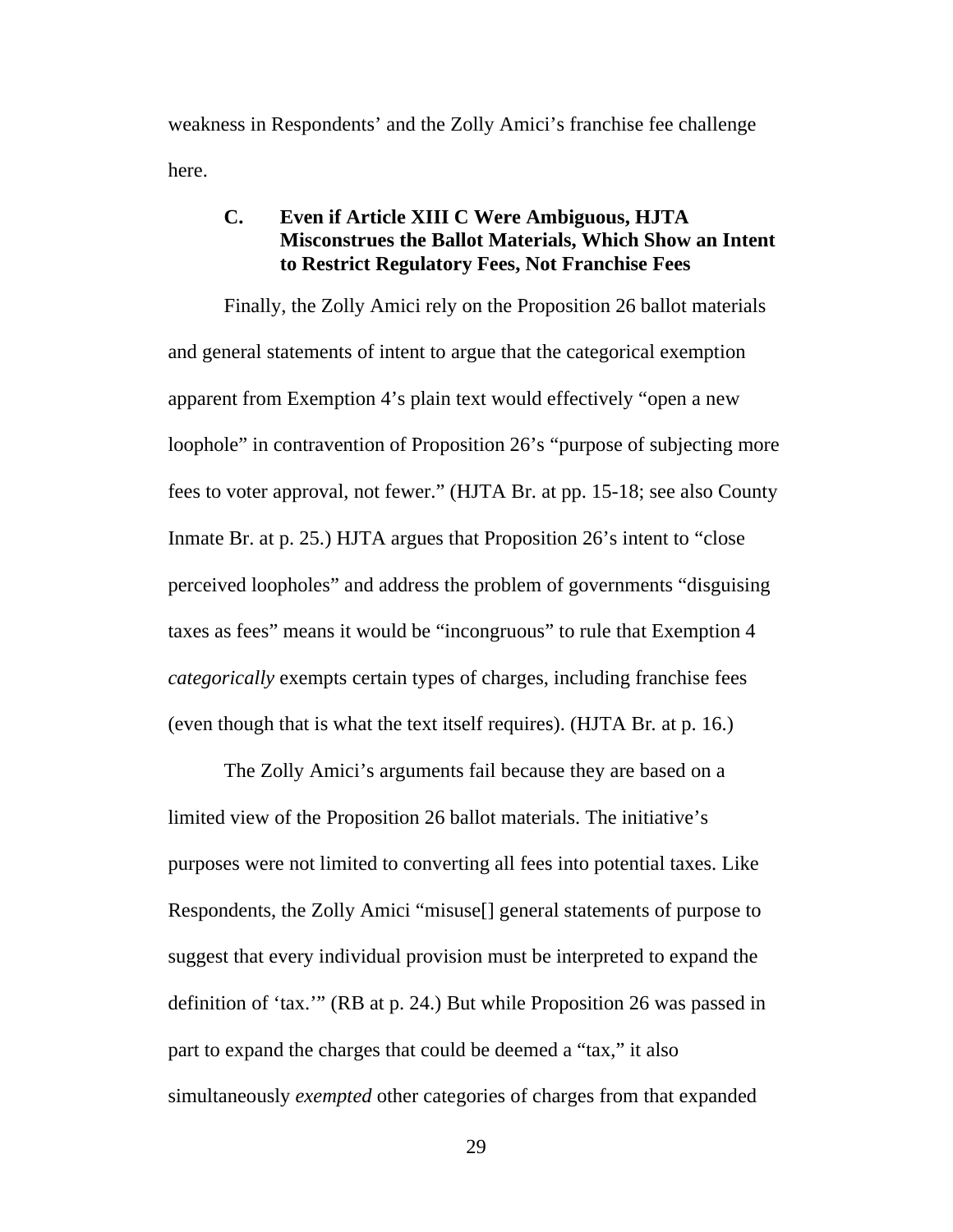weakness in Respondents' and the Zolly Amici's franchise fee challenge here.

### C. Even if Article XIII C Were Ambiguous, HJTA Misconstrues the Ballot Materials, Which Show an Intent to Restrict Regulatory Fees, Not Franchise Fees

Finally, the Zolly Amici rely on the Proposition 26 ballot materials and general statements of intent to argue that the categorical exemption apparent from Exemption 4's plain text would effectively "open a new loophole" in contravention of Proposition 26's "purpose of subjecting more fees to voter approval, not fewer." (HJTA Br. at pp. 15-18; see also County Inmate Br. at p. 25.) HJTA argues that Proposition 26's intent to "close perceived loopholes" and address the problem of governments "disguising taxes as fees" means it would be "incongruous" to rule that Exemption 4 *categorically* exempts certain types of charges, including franchise fees (even though that is what the text itself requires). (HJTA Br. at p. 16.)

The Zolly Amici's arguments fail because they are based on a limited view of the Proposition 26 ballot materials. The initiative's purposes were not limited to converting all fees into potential taxes. Like Respondents, the Zolly Amici "misuse[] general statements of purpose to suggest that every individual provision must be interpreted to expand the definition of 'tax.'" (RB at p. 24.) But while Proposition 26 was passed in part to expand the charges that could be deemed a "tax," it also simultaneously *exempted* other categories of charges from that expanded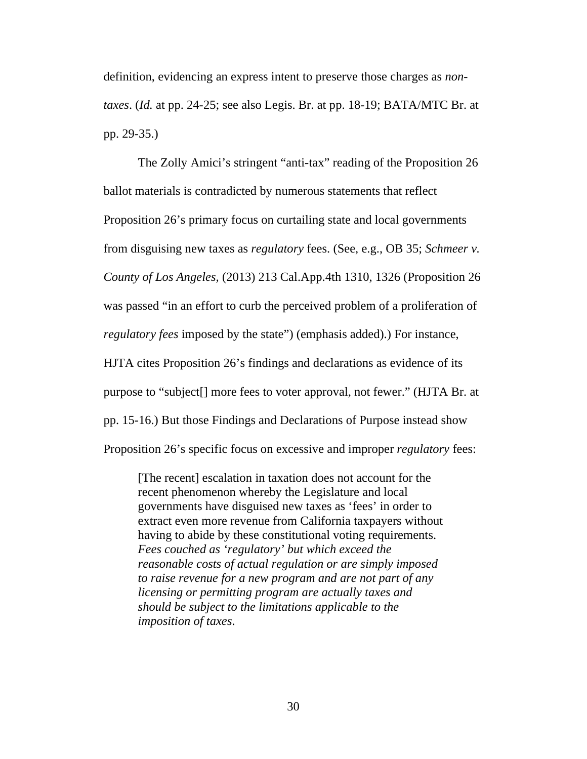definition, evidencing an express intent to preserve those charges as *non-taxes*. (*Id.* at pp. 24-25; see also Legis. Br. at pp. 18-19; BATA/MTC Br. at pp. 29-35.)

The Zolly Amici's stringent "anti-tax" reading of the Proposition 26 ballot materials is contradicted by numerous statements that reflect Proposition 26's primary focus on curtailing state and local governments from disguising new taxes as *regulatory* fees. (See, e.g., OB 35; *Schmeer v. County of Los Angeles*, (2013) 213 Cal.App.4th 1310, 1326 (Proposition 26 was passed "in an effort to curb the perceived problem of a proliferation of *regulatory fees* imposed by the state") (emphasis added).) For instance, HJTA cites Proposition 26's findings and declarations as evidence of its purpose to "subject[] more fees to voter approval, not fewer." (HJTA Br. at pp. 15-16.) But those Findings and Declarations of Purpose instead show Proposition 26's specific focus on excessive and improper *regulatory* fees:

> [The recent] escalation in taxation does not account for the recent phenomenon whereby the Legislature and local governments have disguised new taxes as 'fees' in order to extract even more revenue from California taxpayers without having to abide by these constitutional voting requirements. *Fees couched as 'regulatory' but which exceed the reasonable costs of actual regulation or are simply imposed to raise revenue for a new program and are not part of any licensing or permitting program are actually taxes and should be subject to the limitations applicable to the imposition of taxes*.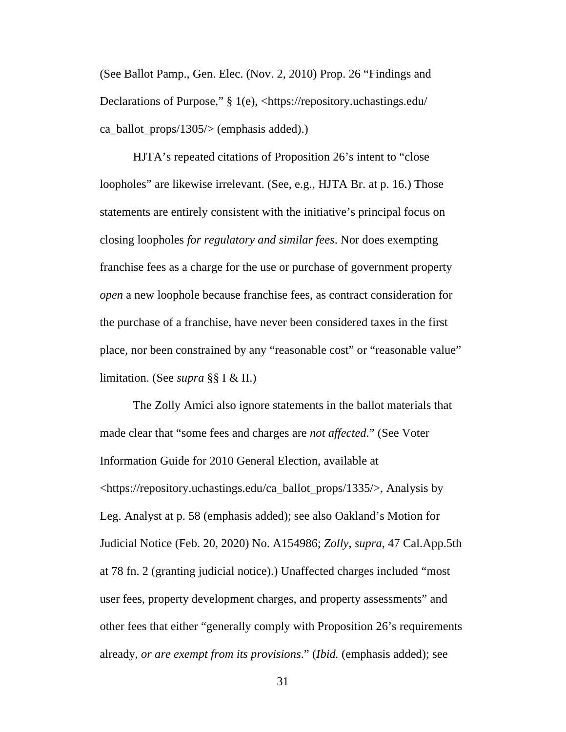(See Ballot Pamp., Gen. Elec. (Nov. 2, 2010) Prop. 26 "Findings and Declarations of Purpose," § 1(e), <https://repository.uchastings.edu/ca_ballot_props/1305/> (emphasis added).)

HJTA's repeated citations of Proposition 26's intent to "close loopholes" are likewise irrelevant. (See, e.g., HJTA Br. at p. 16.) Those statements are entirely consistent with the initiative's principal focus on closing loopholes *for regulatory and similar fees*. Nor does exempting franchise fees as a charge for the use or purchase of government property *open* a new loophole because franchise fees, as contract consideration for the purchase of a franchise, have never been considered taxes in the first place, nor been constrained by any "reasonable cost" or "reasonable value" limitation. (See *supra* §§ I & II.)

The Zolly Amici also ignore statements in the ballot materials that made clear that "some fees and charges are *not affected*." (See Voter Information Guide for 2010 General Election, available at <https://repository.uchastings.edu/ca_ballot_props/1335/>, Analysis by Leg. Analyst at p. 58 (emphasis added); see also Oakland's Motion for Judicial Notice (Feb. 20, 2020) No. A154986; *Zolly*, *supra*, 47 Cal.App.5th at 78 fn. 2 (granting judicial notice).) Unaffected charges included "most user fees, property development charges, and property assessments" and other fees that either "generally comply with Proposition 26's requirements already, *or are exempt from its provisions*." (*Ibid.* (emphasis added); see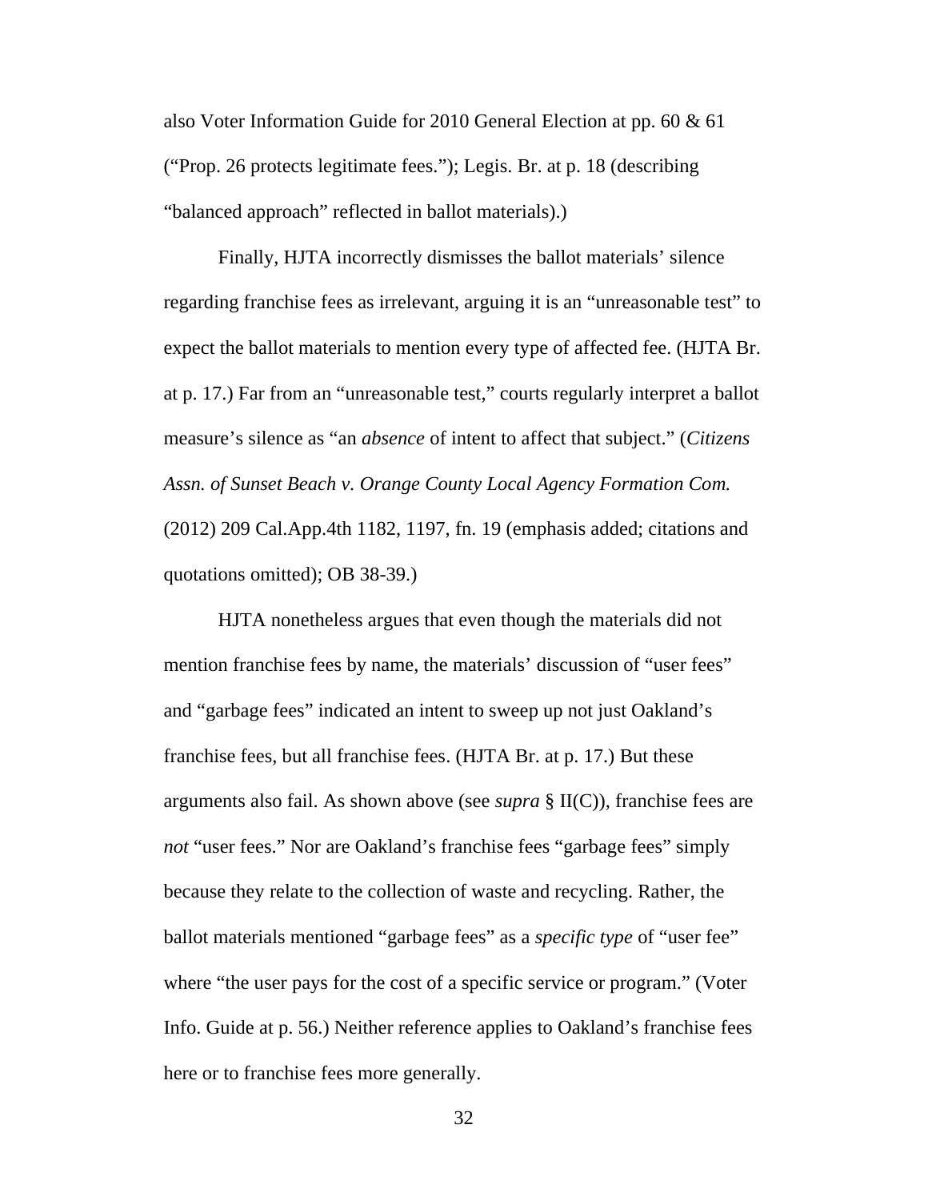also Voter Information Guide for 2010 General Election at pp. 60 & 61 ("Prop. 26 protects legitimate fees."); Legis. Br. at p. 18 (describing "balanced approach" reflected in ballot materials).)

Finally, HJTA incorrectly dismisses the ballot materials' silence regarding franchise fees as irrelevant, arguing it is an "unreasonable test" to expect the ballot materials to mention every type of affected fee. (HJTA Br. at p. 17.) Far from an "unreasonable test," courts regularly interpret a ballot measure's silence as "an *absence* of intent to affect that subject." (*Citizens Assn. of Sunset Beach v. Orange County Local Agency Formation Com.* (2012) 209 Cal.App.4th 1182, 1197, fn. 19 (emphasis added; citations and quotations omitted); OB 38-39.)

HJTA nonetheless argues that even though the materials did not mention franchise fees by name, the materials' discussion of "user fees" and "garbage fees" indicated an intent to sweep up not just Oakland's franchise fees, but all franchise fees. (HJTA Br. at p. 17.) But these arguments also fail. As shown above (see *supra* § II(C)), franchise fees are *not* "user fees." Nor are Oakland's franchise fees "garbage fees" simply because they relate to the collection of waste and recycling. Rather, the ballot materials mentioned "garbage fees" as a *specific type* of "user fee" where "the user pays for the cost of a specific service or program." (Voter Info. Guide at p. 56.) Neither reference applies to Oakland's franchise fees here or to franchise fees more generally.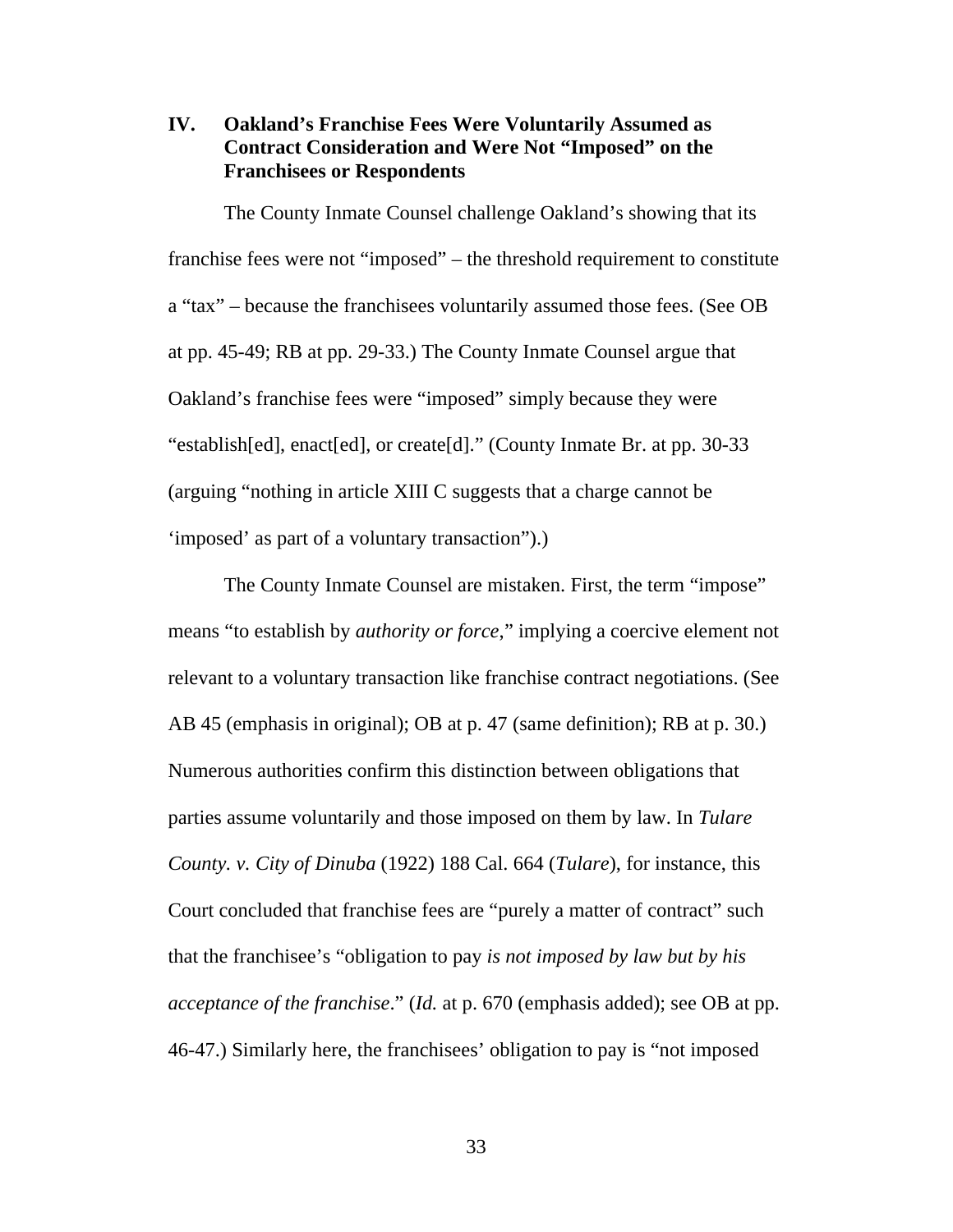## IV. Oakland's Franchise Fees Were Voluntarily Assumed as Contract Consideration and Were Not "Imposed" on the Franchisees or Respondents

The County Inmate Counsel challenge Oakland's showing that its franchise fees were not "imposed" – the threshold requirement to constitute a "tax" – because the franchisees voluntarily assumed those fees. (See OB at pp. 45-49; RB at pp. 29-33.) The County Inmate Counsel argue that Oakland's franchise fees were "imposed" simply because they were "establish[ed], enact[ed], or create[d]." (County Inmate Br. at pp. 30-33 (arguing "nothing in article XIII C suggests that a charge cannot be 'imposed' as part of a voluntary transaction").)

The County Inmate Counsel are mistaken. First, the term "impose" means "to establish by *authority or force*," implying a coercive element not relevant to a voluntary transaction like franchise contract negotiations. (See AB 45 (emphasis in original); OB at p. 47 (same definition); RB at p. 30.) Numerous authorities confirm this distinction between obligations that parties assume voluntarily and those imposed on them by law. In *Tulare County. v. City of Dinuba* (1922) 188 Cal. 664 (*Tulare*), for instance, this Court concluded that franchise fees are "purely a matter of contract" such that the franchisee's "obligation to pay *is not imposed by law but by his acceptance of the franchise*." (*Id.* at p. 670 (emphasis added); see OB at pp. 46-47.) Similarly here, the franchisees' obligation to pay is "not imposed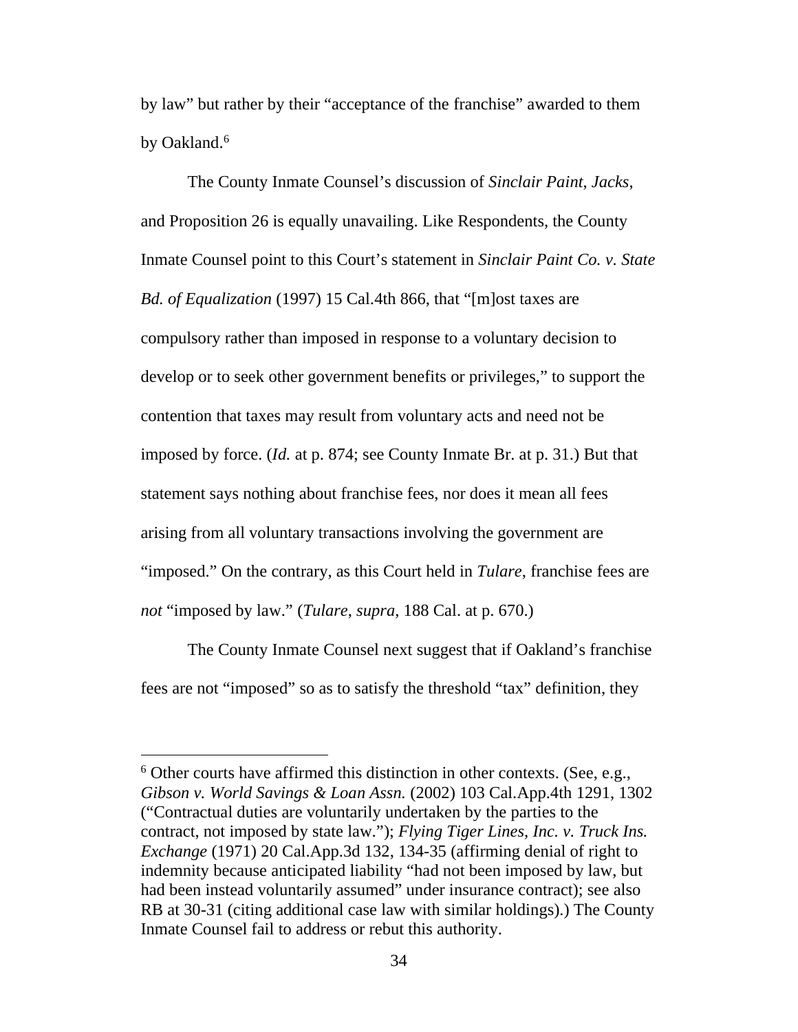by law" but rather by their "acceptance of the franchise" awarded to them by Oakland.[6]

The County Inmate Counsel's discussion of *Sinclair Paint*, *Jacks*, and Proposition 26 is equally unavailing. Like Respondents, the County Inmate Counsel point to this Court's statement in *Sinclair Paint Co. v. State Bd. of Equalization* (1997) 15 Cal.4th 866, that "[m]ost taxes are compulsory rather than imposed in response to a voluntary decision to develop or to seek other government benefits or privileges," to support the contention that taxes may result from voluntary acts and need not be imposed by force. (*Id.* at p. 874; see County Inmate Br. at p. 31.) But that statement says nothing about franchise fees, nor does it mean all fees arising from all voluntary transactions involving the government are "imposed." On the contrary, as this Court held in *Tulare*, franchise fees are *not* "imposed by law." (*Tulare*, *supra*, 188 Cal. at p. 670.)

The County Inmate Counsel next suggest that if Oakland's franchise fees are not "imposed" so as to satisfy the threshold "tax" definition, they

---

[6] Other courts have affirmed this distinction in other contexts. (See, e.g., *Gibson v. World Savings & Loan Assn.* (2002) 103 Cal.App.4th 1291, 1302 ("Contractual duties are voluntarily undertaken by the parties to the contract, not imposed by state law."); *Flying Tiger Lines, Inc. v. Truck Ins. Exchange* (1971) 20 Cal.App.3d 132, 134-35 (affirming denial of right to indemnity because anticipated liability "had not been imposed by law, but had been instead voluntarily assumed" under insurance contract); see also RB at 30-31 (citing additional case law with similar holdings).) The County Inmate Counsel fail to address or rebut this authority.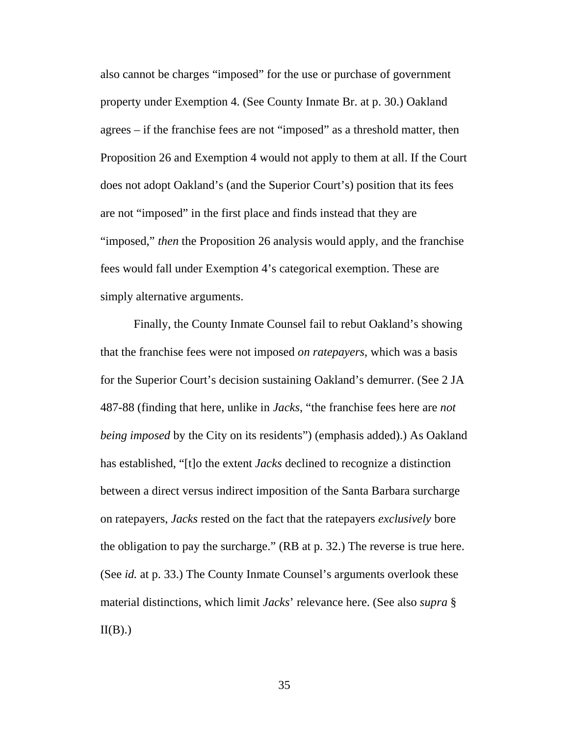also cannot be charges "imposed" for the use or purchase of government property under Exemption 4. (See County Inmate Br. at p. 30.) Oakland agrees – if the franchise fees are not "imposed" as a threshold matter, then Proposition 26 and Exemption 4 would not apply to them at all. If the Court does not adopt Oakland's (and the Superior Court's) position that its fees are not "imposed" in the first place and finds instead that they are "imposed," *then* the Proposition 26 analysis would apply, and the franchise fees would fall under Exemption 4's categorical exemption. These are simply alternative arguments.

Finally, the County Inmate Counsel fail to rebut Oakland's showing that the franchise fees were not imposed *on ratepayers*, which was a basis for the Superior Court's decision sustaining Oakland's demurrer. (See 2 JA 487-88 (finding that here, unlike in *Jacks*, "the franchise fees here are *not being imposed* by the City on its residents") (emphasis added).) As Oakland has established, "[t]o the extent *Jacks* declined to recognize a distinction between a direct versus indirect imposition of the Santa Barbara surcharge on ratepayers, *Jacks* rested on the fact that the ratepayers *exclusively* bore the obligation to pay the surcharge." (RB at p. 32.) The reverse is true here. (See *id.* at p. 33.) The County Inmate Counsel's arguments overlook these material distinctions, which limit *Jacks*' relevance here. (See also *supra* § II(B).)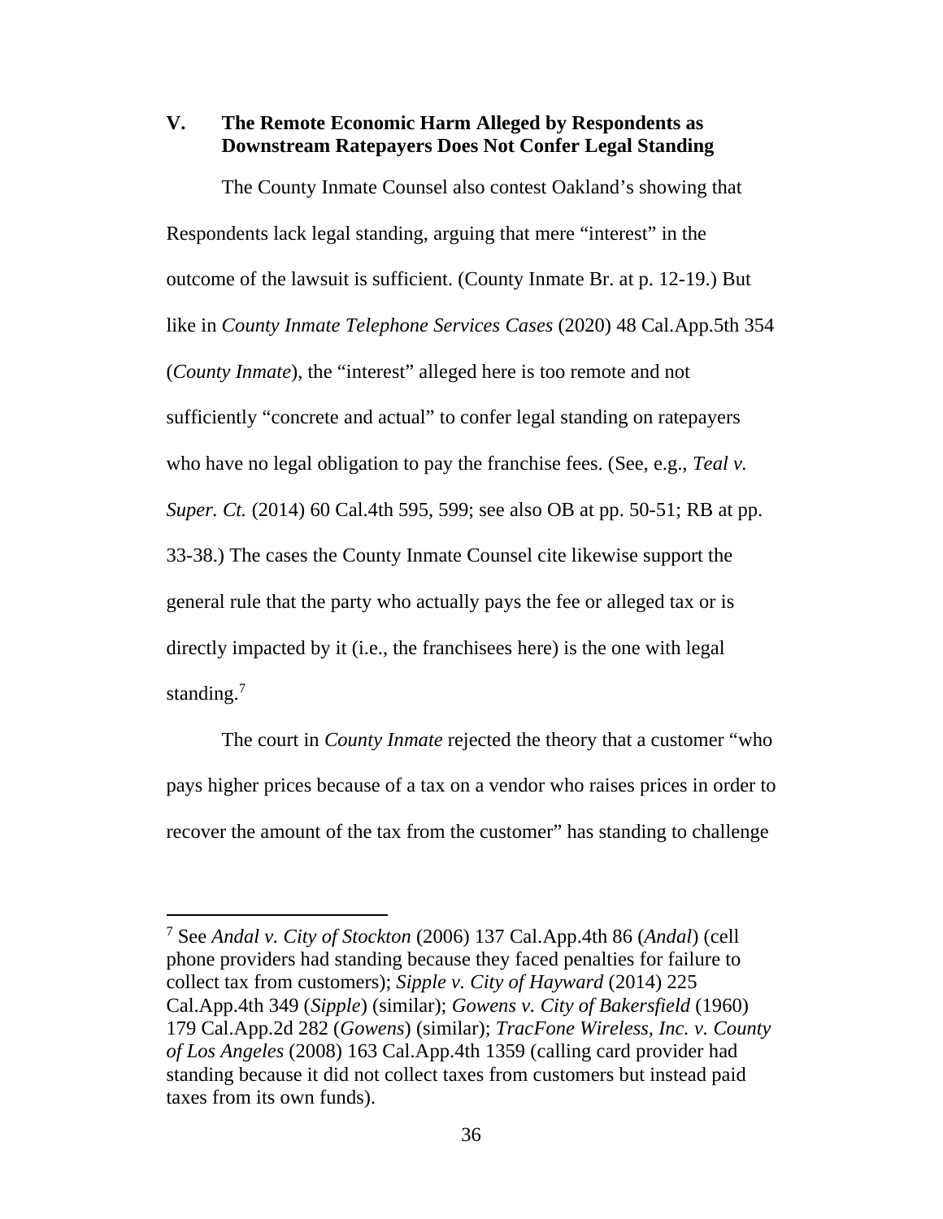## V. The Remote Economic Harm Alleged by Respondents as Downstream Ratepayers Does Not Confer Legal Standing

The County Inmate Counsel also contest Oakland's showing that Respondents lack legal standing, arguing that mere "interest" in the outcome of the lawsuit is sufficient. (County Inmate Br. at p. 12-19.) But like in *County Inmate Telephone Services Cases* (2020) 48 Cal.App.5th 354 (*County Inmate*), the "interest" alleged here is too remote and not sufficiently "concrete and actual" to confer legal standing on ratepayers who have no legal obligation to pay the franchise fees. (See, e.g., *Teal v. Super. Ct.* (2014) 60 Cal.4th 595, 599; see also OB at pp. 50-51; RB at pp. 33-38.) The cases the County Inmate Counsel cite likewise support the general rule that the party who actually pays the fee or alleged tax or is directly impacted by it (i.e., the franchisees here) is the one with legal standing.[7]

The court in *County Inmate* rejected the theory that a customer "who pays higher prices because of a tax on a vendor who raises prices in order to recover the amount of the tax from the customer" has standing to challenge

---

[7] See *Andal v. City of Stockton* (2006) 137 Cal.App.4th 86 (*Andal*) (cell phone providers had standing because they faced penalties for failure to collect tax from customers); *Sipple v. City of Hayward* (2014) 225 Cal.App.4th 349 (*Sipple*) (similar); *Gowens v. City of Bakersfield* (1960) 179 Cal.App.2d 282 (*Gowens*) (similar); *TracFone Wireless, Inc. v. County of Los Angeles* (2008) 163 Cal.App.4th 1359 (calling card provider had standing because it did not collect taxes from customers but instead paid taxes from its own funds).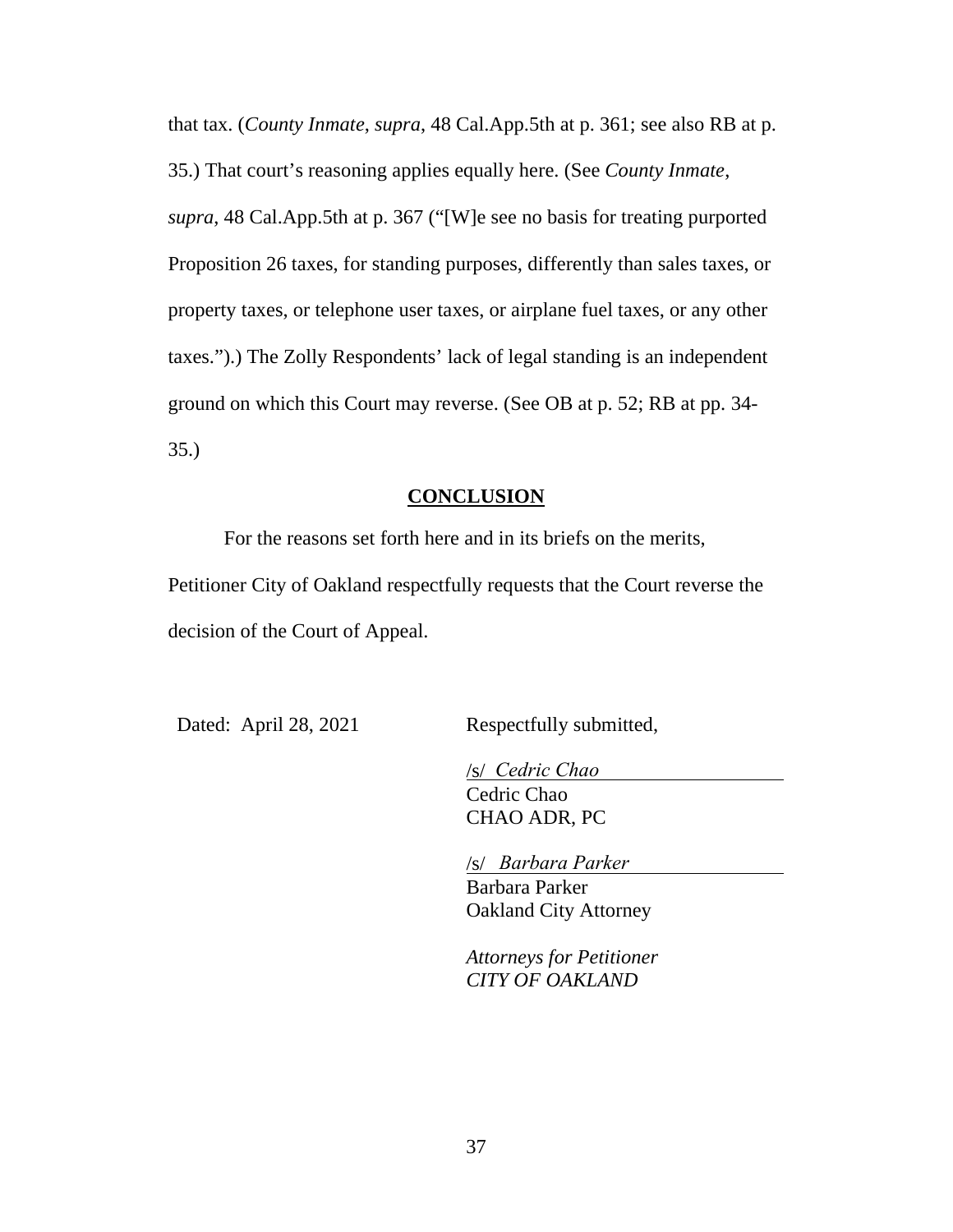that tax. (*County Inmate*, *supra*, 48 Cal.App.5th at p. 361; see also RB at p. 35.) That court's reasoning applies equally here. (See *County Inmate*, *supra*, 48 Cal.App.5th at p. 367 ("[W]e see no basis for treating purported Proposition 26 taxes, for standing purposes, differently than sales taxes, or property taxes, or telephone user taxes, or airplane fuel taxes, or any other taxes.").) The Zolly Respondents' lack of legal standing is an independent ground on which this Court may reverse. (See OB at p. 52; RB at pp. 34-35.)

## CONCLUSION

For the reasons set forth here and in its briefs on the merits, Petitioner City of Oakland respectfully requests that the Court reverse the decision of the Court of Appeal.

Dated: April 28, 2021

Respectfully submitted,

/s/ *Cedric Chao*
Cedric Chao
CHAO ADR, PC

/s/ *Barbara Parker*
Barbara Parker
Oakland City Attorney

*Attorneys for Petitioner*
*CITY OF OAKLAND*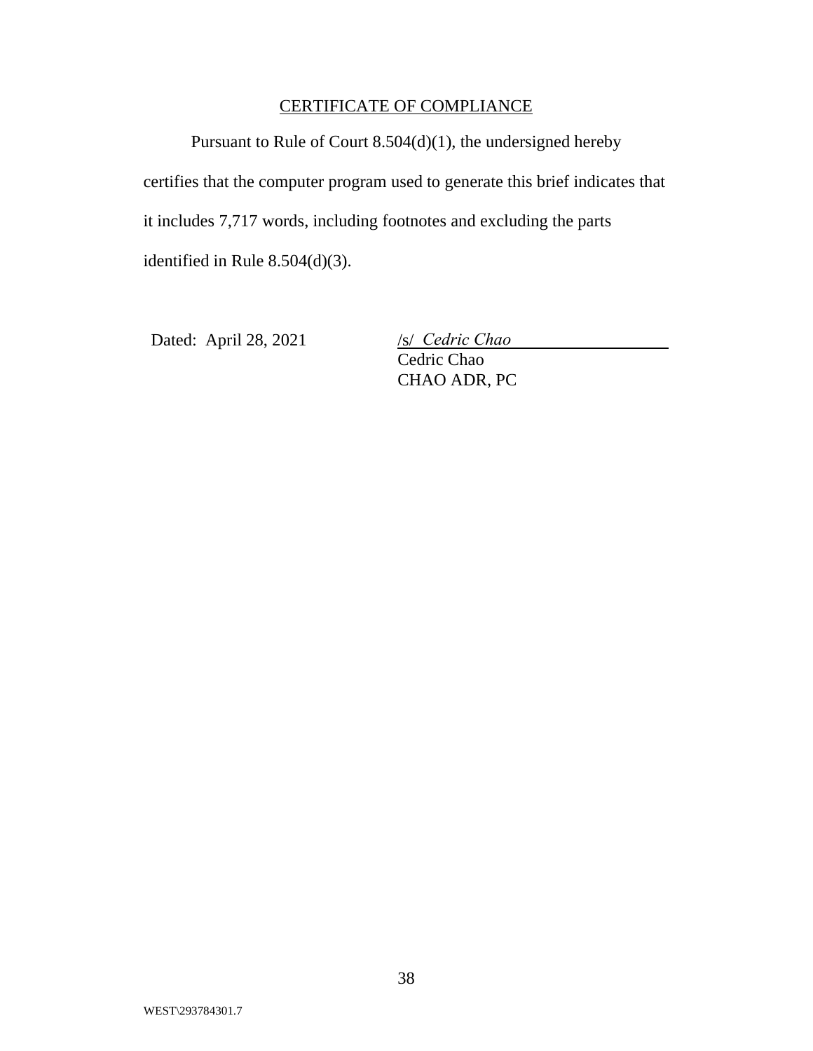## CERTIFICATE OF COMPLIANCE

Pursuant to Rule of Court 8.504(d)(1), the undersigned hereby certifies that the computer program used to generate this brief indicates that it includes 7,717 words, including footnotes and excluding the parts identified in Rule 8.504(d)(3).

Dated: April 28, 2021

/s/ *Cedric Chao*
Cedric Chao
CHAO ADR, PC

WEST\293784301.7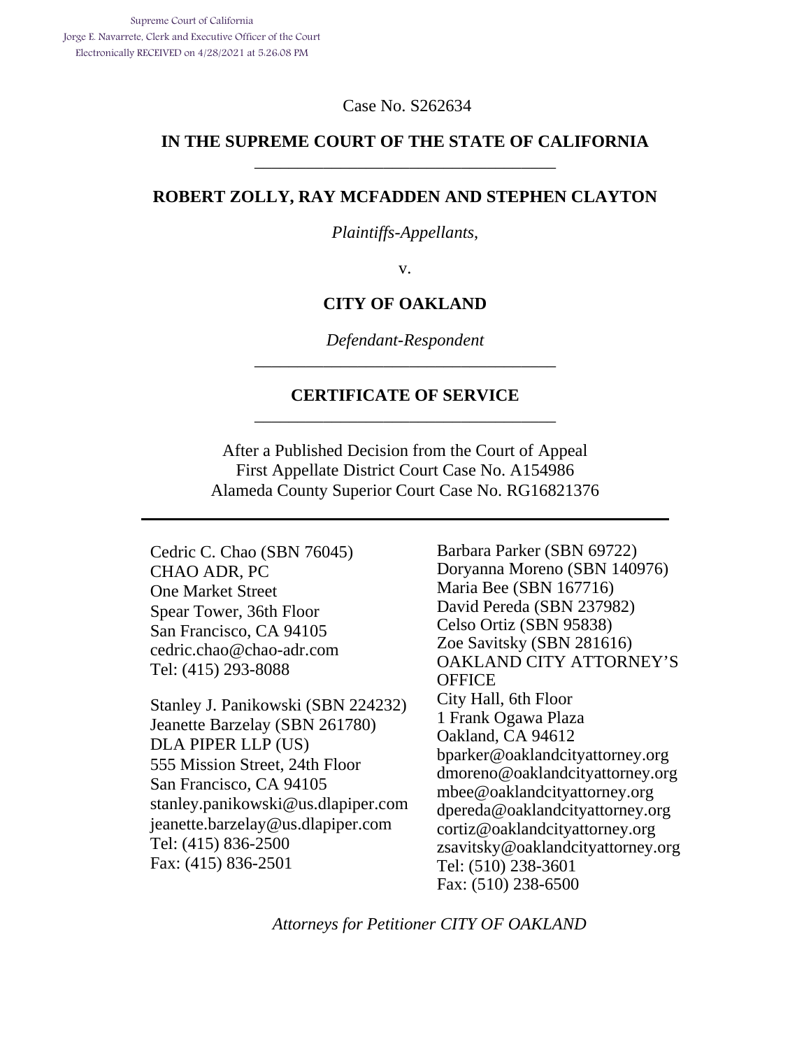Supreme Court of California
Jorge E. Navarrete, Clerk and Executive Officer of the Court
Electronically RECEIVED on 4/28/2021 at 5:26:08 PM

Case No. S262634

**IN THE SUPREME COURT OF THE STATE OF CALIFORNIA**

---

**ROBERT ZOLLY, RAY MCFADDEN AND STEPHEN CLAYTON**

*Plaintiffs-Appellants,*

v.

**CITY OF OAKLAND**

*Defendant-Respondent*

---

**CERTIFICATE OF SERVICE**

---

After a Published Decision from the Court of Appeal
First Appellate District Court Case No. A154986
Alameda County Superior Court Case No. RG16821376

---

Cedric C. Chao (SBN 76045)
CHAO ADR, PC
One Market Street
Spear Tower, 36th Floor
San Francisco, CA 94105
cedric.chao@chao-adr.com
Tel: (415) 293-8088

Stanley J. Panikowski (SBN 224232)
Jeanette Barzelay (SBN 261780)
DLA PIPER LLP (US)
555 Mission Street, 24th Floor
San Francisco, CA 94105
stanley.panikowski@us.dlapiper.com
jeanette.barzelay@us.dlapiper.com
Tel: (415) 836-2500
Fax: (415) 836-2501

Barbara Parker (SBN 69722)
Doryanna Moreno (SBN 140976)
Maria Bee (SBN 167716)
David Pereda (SBN 237982)
Celso Ortiz (SBN 95838)
Zoe Savitsky (SBN 281616)
OAKLAND CITY ATTORNEY'S OFFICE
City Hall, 6th Floor
1 Frank Ogawa Plaza
Oakland, CA 94612
bparker@oaklandcityattorney.org
dmoreno@oaklandcityattorney.org
mbee@oaklandcityattorney.org
dpereda@oaklandcityattorney.org
cortiz@oaklandcityattorney.org
zsavitsky@oaklandcityattorney.org
Tel: (510) 238-3601
Fax: (510) 238-6500

*Attorneys for Petitioner CITY OF OAKLAND*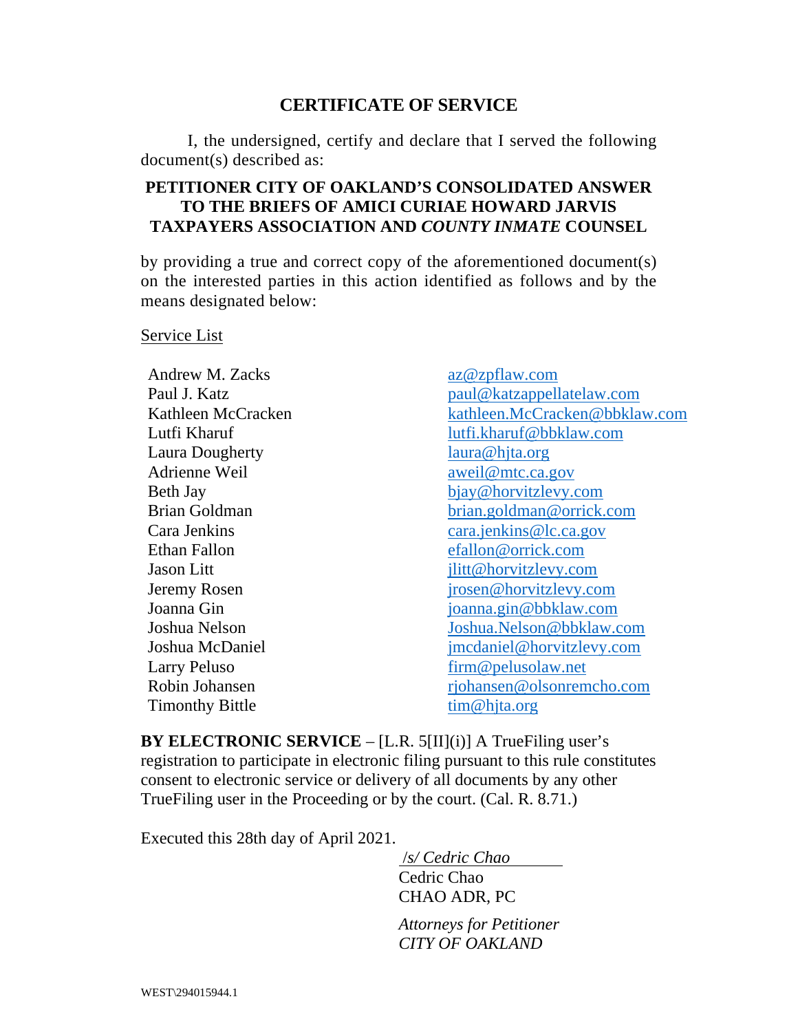# CERTIFICATE OF SERVICE

I, the undersigned, certify and declare that I served the following document(s) described as:

**PETITIONER CITY OF OAKLAND'S CONSOLIDATED ANSWER TO THE BRIEFS OF AMICI CURIAE HOWARD JARVIS TAXPAYERS ASSOCIATION AND *COUNTY INMATE* COUNSEL**

by providing a true and correct copy of the aforementioned document(s) on the interested parties in this action identified as follows and by the means designated below:

Service List

| | |
|---|---|
| Andrew M. Zacks | az@zpflaw.com |
| Paul J. Katz | paul@katzappellatelaw.com |
| Kathleen McCracken | kathleen.McCracken@bbklaw.com |
| Lutfi Kharuf | lutfi.kharuf@bbklaw.com |
| Laura Dougherty | laura@hjta.org |
| Adrienne Weil | aweil@mtc.ca.gov |
| Beth Jay | bjay@horvitzlevy.com |
| Brian Goldman | brian.goldman@orrick.com |
| Cara Jenkins | cara.jenkins@lc.ca.gov |
| Ethan Fallon | efallon@orrick.com |
| Jason Litt | jlitt@horvitzlevy.com |
| Jeremy Rosen | jrosen@horvitzlevy.com |
| Joanna Gin | joanna.gin@bbklaw.com |
| Joshua Nelson | Joshua.Nelson@bbklaw.com |
| Joshua McDaniel | jmcdaniel@horvitzlevy.com |
| Larry Peluso | firm@pelusolaw.net |
| Robin Johansen | rjohansen@olsonremcho.com |
| Timonthy Bittle | tim@hjta.org |

**BY ELECTRONIC SERVICE** – [L.R. 5[II](i)] A TrueFiling user's registration to participate in electronic filing pursuant to this rule constitutes consent to electronic service or delivery of all documents by any other TrueFiling user in the Proceeding or by the court. (Cal. R. 8.71.)

Executed this 28th day of April 2021.

*/s/ Cedric Chao*
Cedric Chao
CHAO ADR, PC

*Attorneys for Petitioner*
*CITY OF OAKLAND*

WEST\294015944.1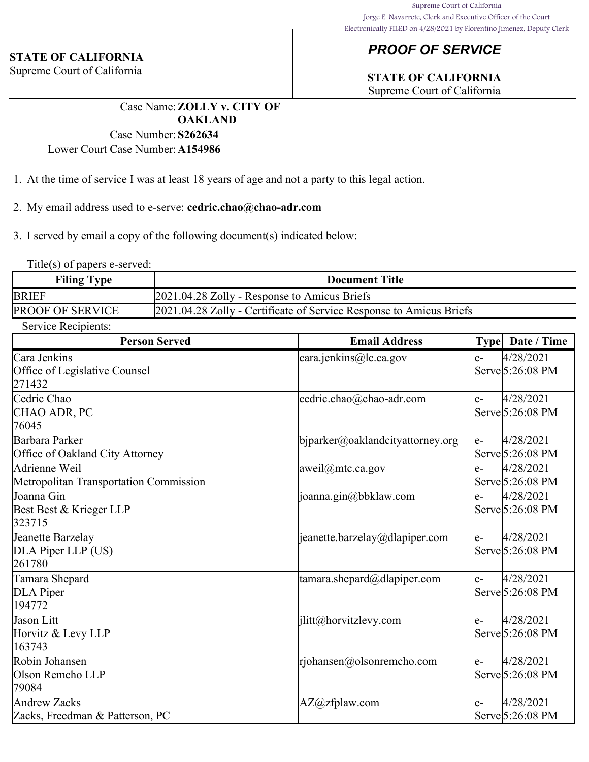Supreme Court of California
Jorge E. Navarrete, Clerk and Executive Officer of the Court
Electronically FILED on 4/28/2021 by Florentino Jimenez, Deputy Clerk

**STATE OF CALIFORNIA**
Supreme Court of California

## *PROOF OF SERVICE*

**STATE OF CALIFORNIA**
Supreme Court of California

Case Name: **ZOLLY v. CITY OF OAKLAND**
Case Number: **S262634**
Lower Court Case Number: **A154986**

1. At the time of service I was at least 18 years of age and not a party to this legal action.

2. My email address used to e-serve: **cedric.chao@chao-adr.com**

3. I served by email a copy of the following document(s) indicated below:

Title(s) of papers e-served:

| Filing Type | Document Title |
|---|---|
| BRIEF | 2021.04.28 Zolly - Response to Amicus Briefs |
| PROOF OF SERVICE | 2021.04.28 Zolly - Certificate of Service Response to Amicus Briefs |

Service Recipients:

| Person Served | Email Address | Type | Date / Time |
|---|---|---|---|
| Cara Jenkins<br>Office of Legislative Counsel<br>271432 | cara.jenkins@lc.ca.gov | e-Serve | 4/28/2021 5:26:08 PM |
| Cedric Chao<br>CHAO ADR, PC<br>76045 | cedric.chao@chao-adr.com | e-Serve | 4/28/2021 5:26:08 PM |
| Barbara Parker<br>Office of Oakland City Attorney | bjparker@oaklandcityattorney.org | e-Serve | 4/28/2021 5:26:08 PM |
| Adrienne Weil<br>Metropolitan Transportation Commission | aweil@mtc.ca.gov | e-Serve | 4/28/2021 5:26:08 PM |
| Joanna Gin<br>Best Best & Krieger LLP<br>323715 | joanna.gin@bbklaw.com | e-Serve | 4/28/2021 5:26:08 PM |
| Jeanette Barzelay<br>DLA Piper LLP (US)<br>261780 | jeanette.barzelay@dlapiper.com | e-Serve | 4/28/2021 5:26:08 PM |
| Tamara Shepard<br>DLA Piper<br>194772 | tamara.shepard@dlapiper.com | e-Serve | 4/28/2021 5:26:08 PM |
| Jason Litt<br>Horvitz & Levy LLP<br>163743 | jlitt@horvitzlevy.com | e-Serve | 4/28/2021 5:26:08 PM |
| Robin Johansen<br>Olson Remcho LLP<br>79084 | rjohansen@olsonremcho.com | e-Serve | 4/28/2021 5:26:08 PM |
| Andrew Zacks<br>Zacks, Freedman & Patterson, PC | AZ@zfplaw.com | e-Serve | 4/28/2021 5:26:08 PM |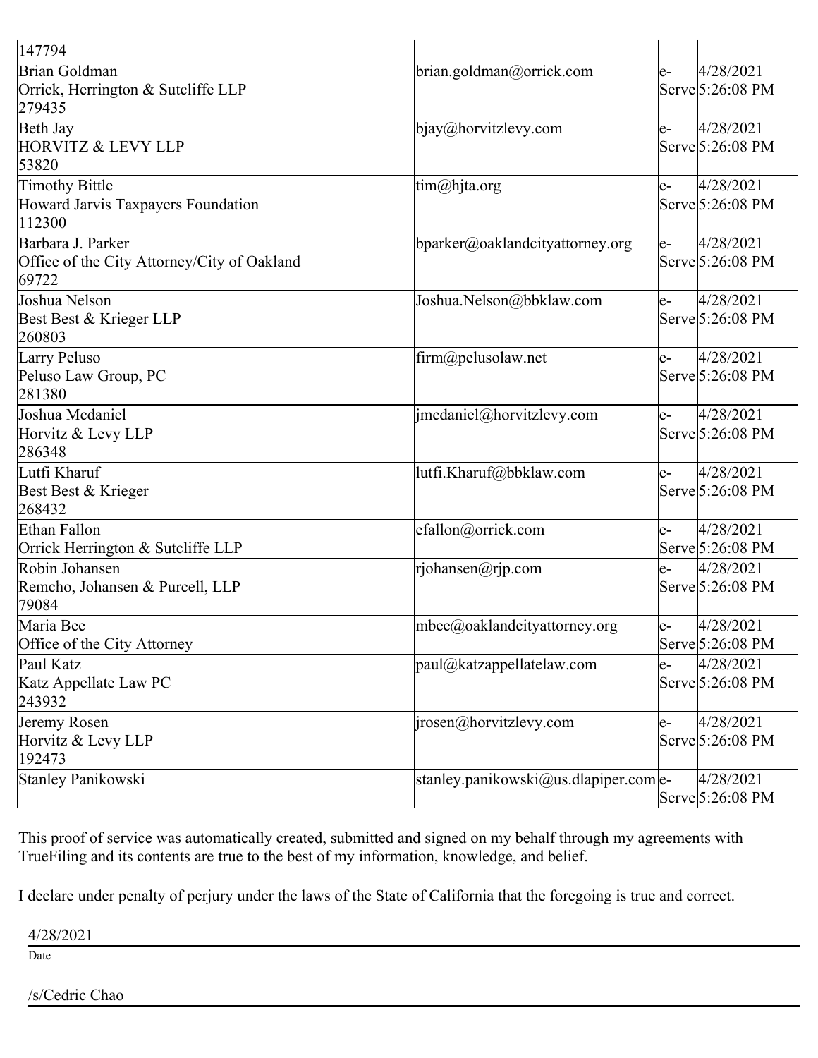| | | | |
|---|---|---|---|
| 147794 | | | |
| Brian Goldman<br>Orrick, Herrington & Sutcliffe LLP<br>279435 | brian.goldman@orrick.com | e-Serve | 4/28/2021 5:26:08 PM |
| Beth Jay<br>HORVITZ & LEVY LLP<br>53820 | bjay@horvitzlevy.com | e-Serve | 4/28/2021 5:26:08 PM |
| Timothy Bittle<br>Howard Jarvis Taxpayers Foundation<br>112300 | tim@hjta.org | e-Serve | 4/28/2021 5:26:08 PM |
| Barbara J. Parker<br>Office of the City Attorney/City of Oakland<br>69722 | bparker@oaklandcityattorney.org | e-Serve | 4/28/2021 5:26:08 PM |
| Joshua Nelson<br>Best Best & Krieger LLP<br>260803 | Joshua.Nelson@bbklaw.com | e-Serve | 4/28/2021 5:26:08 PM |
| Larry Peluso<br>Peluso Law Group, PC<br>281380 | firm@pelusolaw.net | e-Serve | 4/28/2021 5:26:08 PM |
| Joshua Mcdaniel<br>Horvitz & Levy LLP<br>286348 | jmcdaniel@horvitzlevy.com | e-Serve | 4/28/2021 5:26:08 PM |
| Lutfi Kharuf<br>Best Best & Krieger<br>268432 | lutfi.Kharuf@bbklaw.com | e-Serve | 4/28/2021 5:26:08 PM |
| Ethan Fallon<br>Orrick Herrington & Sutcliffe LLP | efallon@orrick.com | e-Serve | 4/28/2021 5:26:08 PM |
| Robin Johansen<br>Remcho, Johansen & Purcell, LLP<br>79084 | rjohansen@rjp.com | e-Serve | 4/28/2021 5:26:08 PM |
| Maria Bee<br>Office of the City Attorney | mbee@oaklandcityattorney.org | e-Serve | 4/28/2021 5:26:08 PM |
| Paul Katz<br>Katz Appellate Law PC<br>243932 | paul@katzappellatelaw.com | e-Serve | 4/28/2021 5:26:08 PM |
| Jeremy Rosen<br>Horvitz & Levy LLP<br>192473 | jrosen@horvitzlevy.com | e-Serve | 4/28/2021 5:26:08 PM |
| Stanley Panikowski | stanley.panikowski@us.dlapiper.com | e-Serve | 4/28/2021 5:26:08 PM |

This proof of service was automatically created, submitted and signed on my behalf through my agreements with TrueFiling and its contents are true to the best of my information, knowledge, and belief.

I declare under penalty of perjury under the laws of the State of California that the foregoing is true and correct.

4/28/2021

Date

/s/Cedric Chao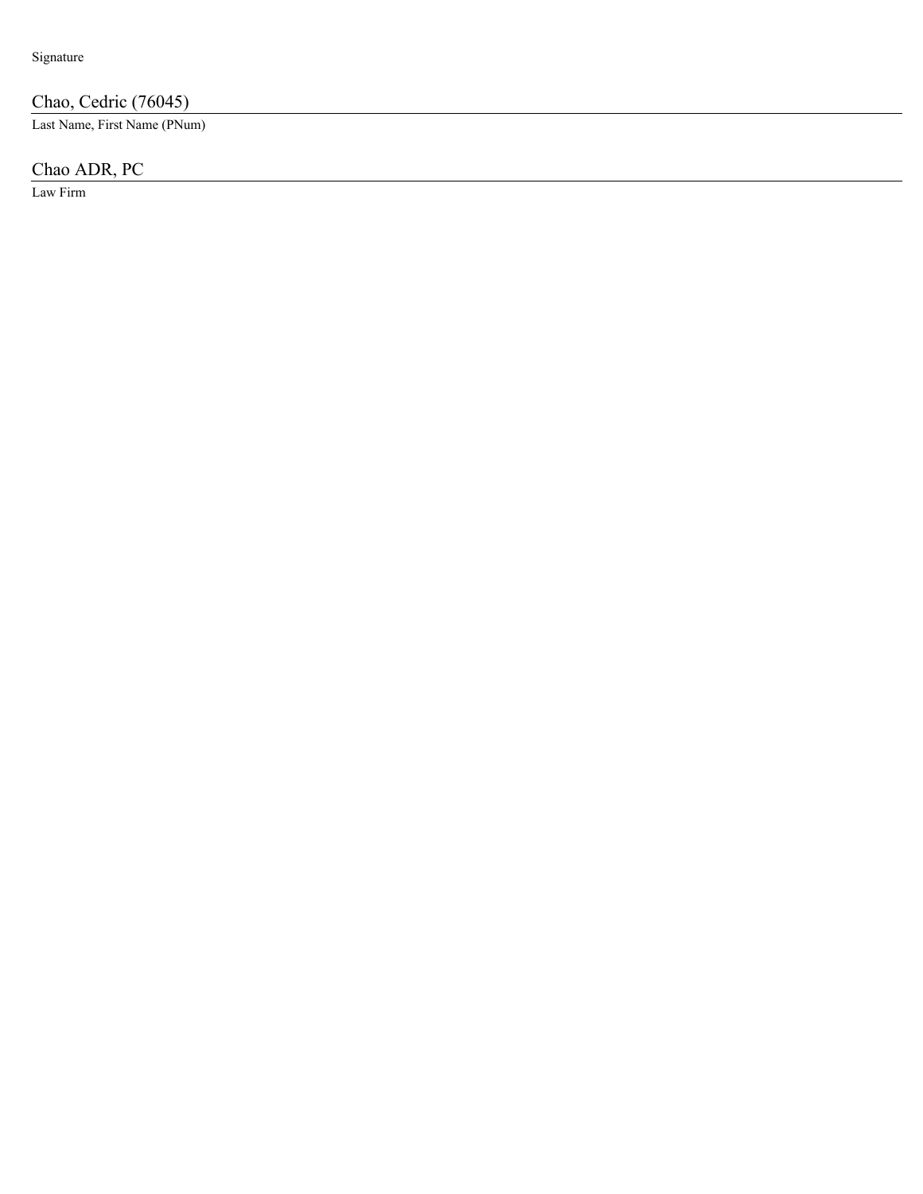Signature

Chao, Cedric (76045)

Last Name, First Name (PNum)

Chao ADR, PC

Law Firm